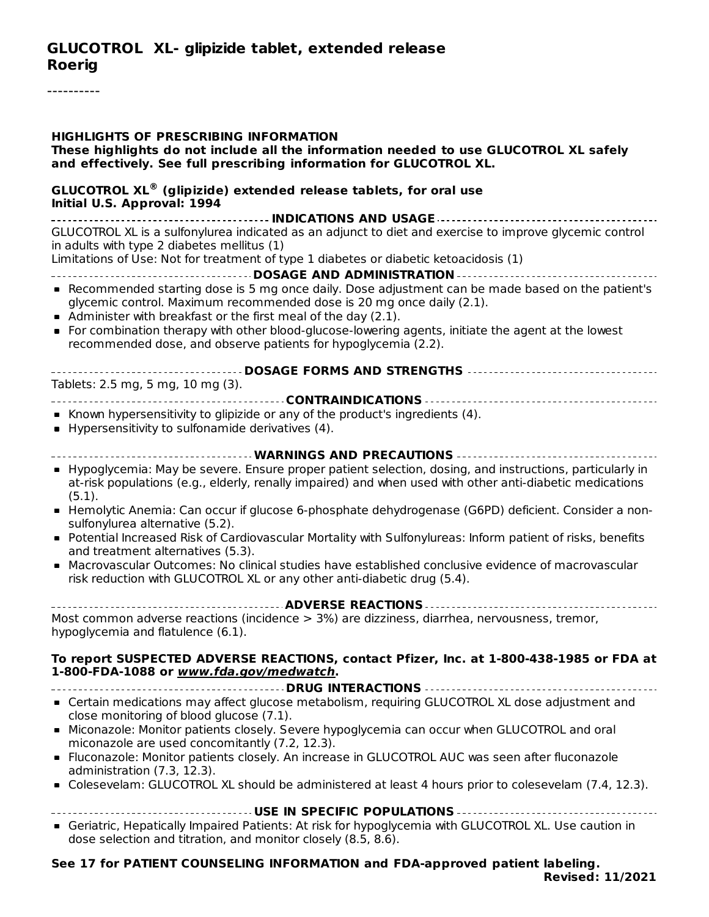# GLUCOTROL XL- glipizide tablet, extended release
**Roerig**

----------

**HIGHLIGHTS OF PRESCRIBING INFORMATION**
**These highlights do not include all the information needed to use GLUCOTROL XL safely and effectively. See full prescribing information for GLUCOTROL XL.**

**GLUCOTROL XL® (glipizide) extended release tablets, for oral use**
**Initial U.S. Approval: 1994**

## INDICATIONS AND USAGE

GLUCOTROL XL is a sulfonylurea indicated as an adjunct to diet and exercise to improve glycemic control in adults with type 2 diabetes mellitus (1)

Limitations of Use: Not for treatment of type 1 diabetes or diabetic ketoacidosis (1)

## DOSAGE AND ADMINISTRATION

- Recommended starting dose is 5 mg once daily. Dose adjustment can be made based on the patient's glycemic control. Maximum recommended dose is 20 mg once daily (2.1).
- Administer with breakfast or the first meal of the day (2.1).
- For combination therapy with other blood-glucose-lowering agents, initiate the agent at the lowest recommended dose, and observe patients for hypoglycemia (2.2).

## DOSAGE FORMS AND STRENGTHS

Tablets: 2.5 mg, 5 mg, 10 mg (3).

## CONTRAINDICATIONS

- Known hypersensitivity to glipizide or any of the product's ingredients (4).
- Hypersensitivity to sulfonamide derivatives (4).

## WARNINGS AND PRECAUTIONS

- Hypoglycemia: May be severe. Ensure proper patient selection, dosing, and instructions, particularly in at-risk populations (e.g., elderly, renally impaired) and when used with other anti-diabetic medications (5.1).
- Hemolytic Anemia: Can occur if glucose 6-phosphate dehydrogenase (G6PD) deficient. Consider a non-sulfonylurea alternative (5.2).
- Potential Increased Risk of Cardiovascular Mortality with Sulfonylureas: Inform patient of risks, benefits and treatment alternatives (5.3).
- Macrovascular Outcomes: No clinical studies have established conclusive evidence of macrovascular risk reduction with GLUCOTROL XL or any other anti-diabetic drug (5.4).

## ADVERSE REACTIONS

Most common adverse reactions (incidence > 3%) are dizziness, diarrhea, nervousness, tremor, hypoglycemia and flatulence (6.1).

**To report SUSPECTED ADVERSE REACTIONS, contact Pfizer, Inc. at 1-800-438-1985 or FDA at 1-800-FDA-1088 or *www.fda.gov/medwatch*.**

## DRUG INTERACTIONS

- Certain medications may affect glucose metabolism, requiring GLUCOTROL XL dose adjustment and close monitoring of blood glucose (7.1).
- Miconazole: Monitor patients closely. Severe hypoglycemia can occur when GLUCOTROL and oral miconazole are used concomitantly (7.2, 12.3).
- Fluconazole: Monitor patients closely. An increase in GLUCOTROL AUC was seen after fluconazole administration (7.3, 12.3).
- Colesevelam: GLUCOTROL XL should be administered at least 4 hours prior to colesevelam (7.4, 12.3).

## USE IN SPECIFIC POPULATIONS

- Geriatric, Hepatically Impaired Patients: At risk for hypoglycemia with GLUCOTROL XL. Use caution in dose selection and titration, and monitor closely (8.5, 8.6).

**See 17 for PATIENT COUNSELING INFORMATION and FDA-approved patient labeling.**

**Revised: 11/2021**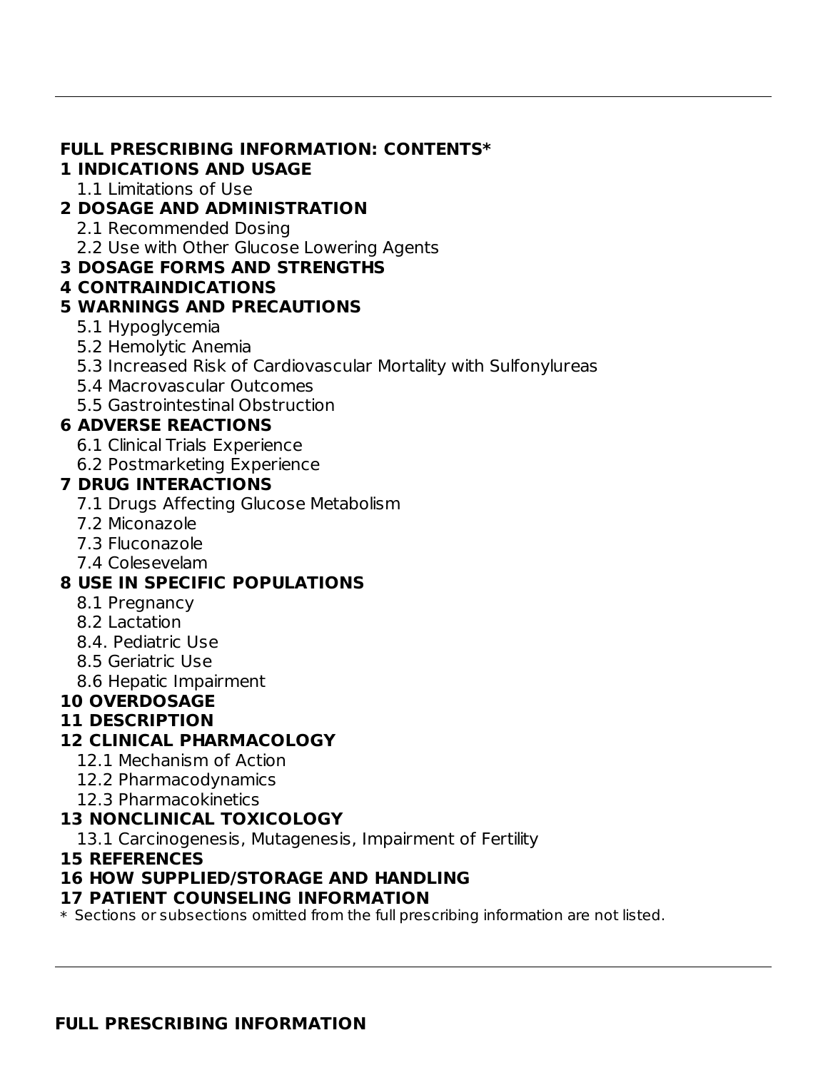**FULL PRESCRIBING INFORMATION: CONTENTS***

**1 INDICATIONS AND USAGE**

- 1.1 Limitations of Use

**2 DOSAGE AND ADMINISTRATION**

- 2.1 Recommended Dosing
- 2.2 Use with Other Glucose Lowering Agents

**3 DOSAGE FORMS AND STRENGTHS**

**4 CONTRAINDICATIONS**

**5 WARNINGS AND PRECAUTIONS**

- 5.1 Hypoglycemia
- 5.2 Hemolytic Anemia
- 5.3 Increased Risk of Cardiovascular Mortality with Sulfonylureas
- 5.4 Macrovascular Outcomes
- 5.5 Gastrointestinal Obstruction

**6 ADVERSE REACTIONS**

- 6.1 Clinical Trials Experience
- 6.2 Postmarketing Experience

**7 DRUG INTERACTIONS**

- 7.1 Drugs Affecting Glucose Metabolism
- 7.2 Miconazole
- 7.3 Fluconazole
- 7.4 Colesevelam

**8 USE IN SPECIFIC POPULATIONS**

- 8.1 Pregnancy
- 8.2 Lactation
- 8.4. Pediatric Use
- 8.5 Geriatric Use
- 8.6 Hepatic Impairment

**10 OVERDOSAGE**

**11 DESCRIPTION**

**12 CLINICAL PHARMACOLOGY**

- 12.1 Mechanism of Action
- 12.2 Pharmacodynamics
- 12.3 Pharmacokinetics

**13 NONCLINICAL TOXICOLOGY**

- 13.1 Carcinogenesis, Mutagenesis, Impairment of Fertility

**15 REFERENCES**

**16 HOW SUPPLIED/STORAGE AND HANDLING**

**17 PATIENT COUNSELING INFORMATION**

* Sections or subsections omitted from the full prescribing information are not listed.

---

**FULL PRESCRIBING INFORMATION**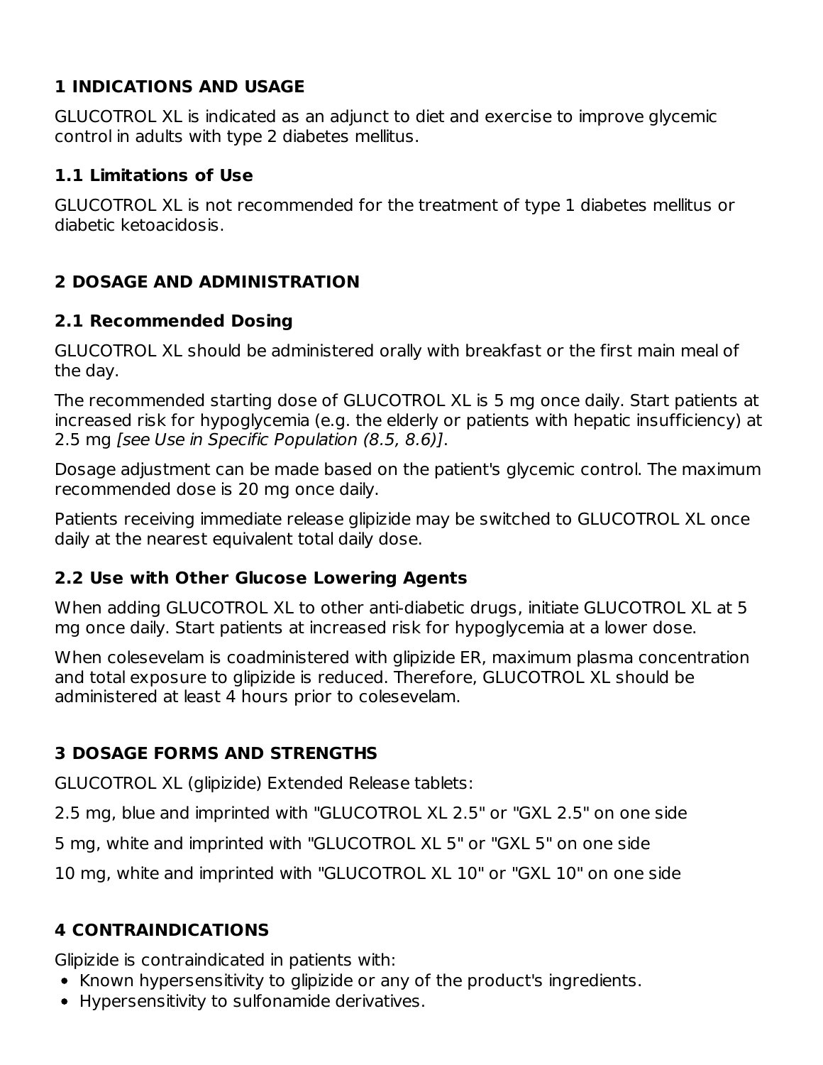## 1 INDICATIONS AND USAGE

GLUCOTROL XL is indicated as an adjunct to diet and exercise to improve glycemic control in adults with type 2 diabetes mellitus.

### 1.1 Limitations of Use

GLUCOTROL XL is not recommended for the treatment of type 1 diabetes mellitus or diabetic ketoacidosis.

## 2 DOSAGE AND ADMINISTRATION

### 2.1 Recommended Dosing

GLUCOTROL XL should be administered orally with breakfast or the first main meal of the day.

The recommended starting dose of GLUCOTROL XL is 5 mg once daily. Start patients at increased risk for hypoglycemia (e.g. the elderly or patients with hepatic insufficiency) at 2.5 mg *[see Use in Specific Population (8.5, 8.6)]*.

Dosage adjustment can be made based on the patient's glycemic control. The maximum recommended dose is 20 mg once daily.

Patients receiving immediate release glipizide may be switched to GLUCOTROL XL once daily at the nearest equivalent total daily dose.

### 2.2 Use with Other Glucose Lowering Agents

When adding GLUCOTROL XL to other anti-diabetic drugs, initiate GLUCOTROL XL at 5 mg once daily. Start patients at increased risk for hypoglycemia at a lower dose.

When colesevelam is coadministered with glipizide ER, maximum plasma concentration and total exposure to glipizide is reduced. Therefore, GLUCOTROL XL should be administered at least 4 hours prior to colesevelam.

## 3 DOSAGE FORMS AND STRENGTHS

GLUCOTROL XL (glipizide) Extended Release tablets:

2.5 mg, blue and imprinted with "GLUCOTROL XL 2.5" or "GXL 2.5" on one side

5 mg, white and imprinted with "GLUCOTROL XL 5" or "GXL 5" on one side

10 mg, white and imprinted with "GLUCOTROL XL 10" or "GXL 10" on one side

## 4 CONTRAINDICATIONS

Glipizide is contraindicated in patients with:

- Known hypersensitivity to glipizide or any of the product's ingredients.
- Hypersensitivity to sulfonamide derivatives.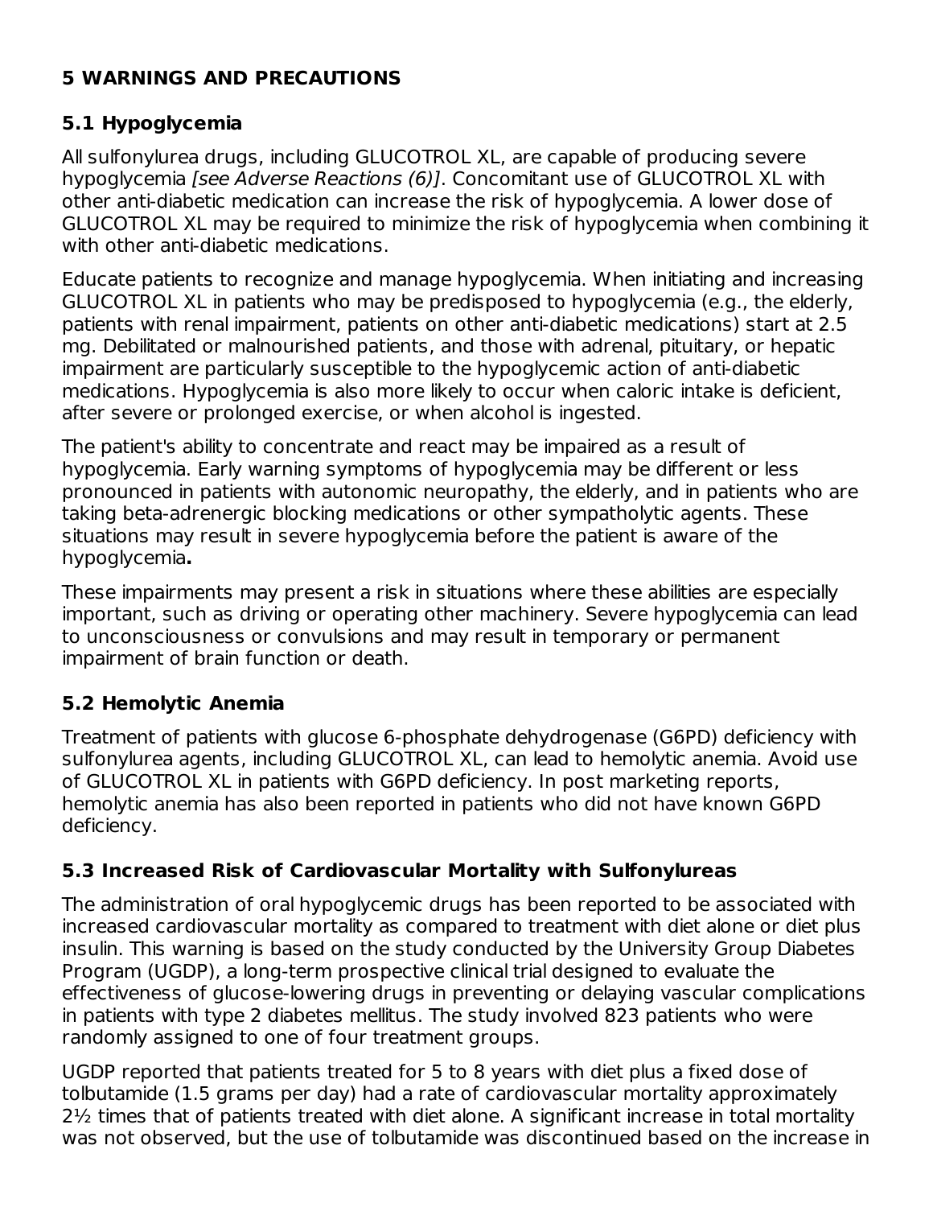## 5 WARNINGS AND PRECAUTIONS

### 5.1 Hypoglycemia

All sulfonylurea drugs, including GLUCOTROL XL, are capable of producing severe hypoglycemia *[see Adverse Reactions (6)]*. Concomitant use of GLUCOTROL XL with other anti-diabetic medication can increase the risk of hypoglycemia. A lower dose of GLUCOTROL XL may be required to minimize the risk of hypoglycemia when combining it with other anti-diabetic medications.

Educate patients to recognize and manage hypoglycemia. When initiating and increasing GLUCOTROL XL in patients who may be predisposed to hypoglycemia (e.g., the elderly, patients with renal impairment, patients on other anti-diabetic medications) start at 2.5 mg. Debilitated or malnourished patients, and those with adrenal, pituitary, or hepatic impairment are particularly susceptible to the hypoglycemic action of anti-diabetic medications. Hypoglycemia is also more likely to occur when caloric intake is deficient, after severe or prolonged exercise, or when alcohol is ingested.

The patient's ability to concentrate and react may be impaired as a result of hypoglycemia. Early warning symptoms of hypoglycemia may be different or less pronounced in patients with autonomic neuropathy, the elderly, and in patients who are taking beta-adrenergic blocking medications or other sympatholytic agents. These situations may result in severe hypoglycemia before the patient is aware of the hypoglycemia**.**

These impairments may present a risk in situations where these abilities are especially important, such as driving or operating other machinery. Severe hypoglycemia can lead to unconsciousness or convulsions and may result in temporary or permanent impairment of brain function or death.

### 5.2 Hemolytic Anemia

Treatment of patients with glucose 6-phosphate dehydrogenase (G6PD) deficiency with sulfonylurea agents, including GLUCOTROL XL, can lead to hemolytic anemia. Avoid use of GLUCOTROL XL in patients with G6PD deficiency. In post marketing reports, hemolytic anemia has also been reported in patients who did not have known G6PD deficiency.

### 5.3 Increased Risk of Cardiovascular Mortality with Sulfonylureas

The administration of oral hypoglycemic drugs has been reported to be associated with increased cardiovascular mortality as compared to treatment with diet alone or diet plus insulin. This warning is based on the study conducted by the University Group Diabetes Program (UGDP), a long-term prospective clinical trial designed to evaluate the effectiveness of glucose-lowering drugs in preventing or delaying vascular complications in patients with type 2 diabetes mellitus. The study involved 823 patients who were randomly assigned to one of four treatment groups.

UGDP reported that patients treated for 5 to 8 years with diet plus a fixed dose of tolbutamide (1.5 grams per day) had a rate of cardiovascular mortality approximately 2½ times that of patients treated with diet alone. A significant increase in total mortality was not observed, but the use of tolbutamide was discontinued based on the increase in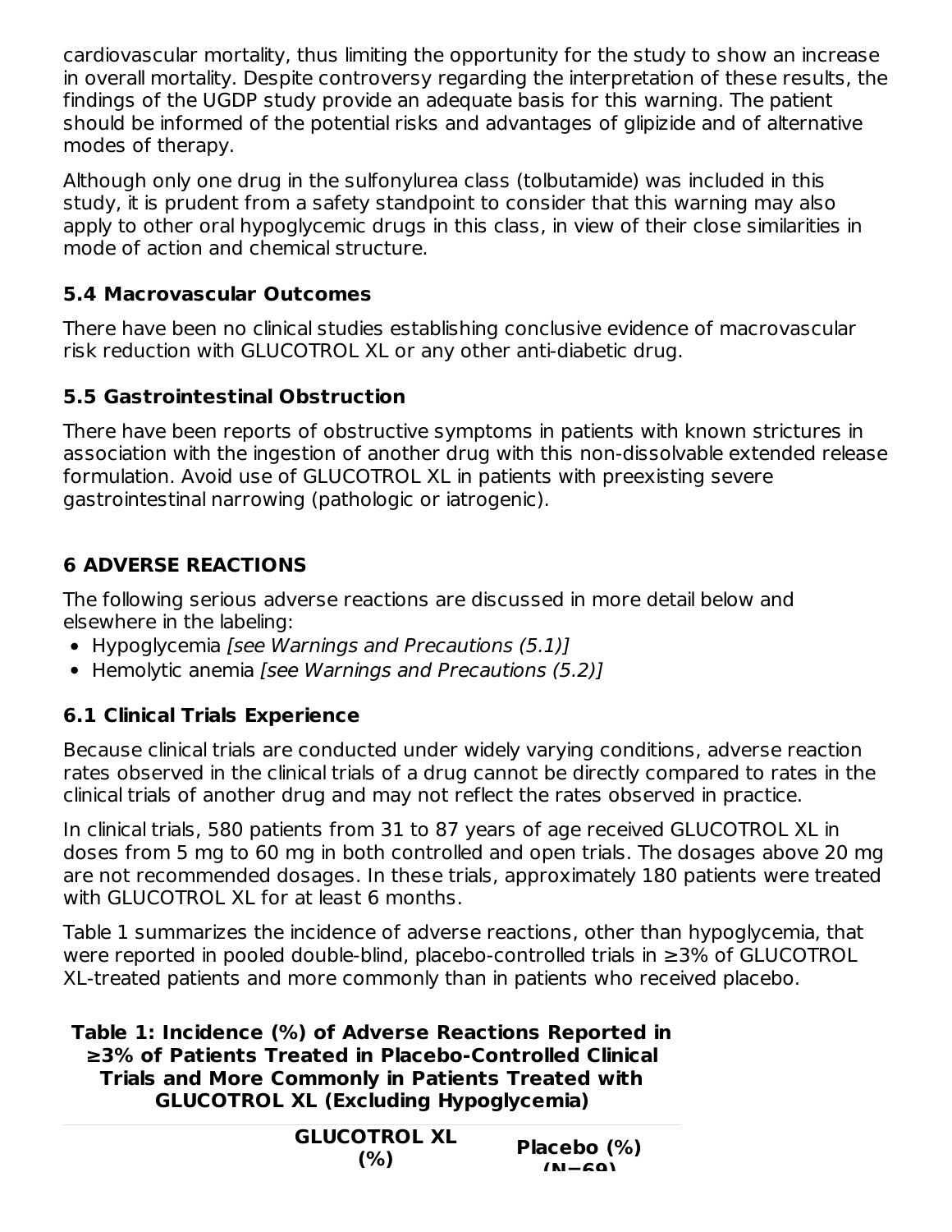cardiovascular mortality, thus limiting the opportunity for the study to show an increase in overall mortality. Despite controversy regarding the interpretation of these results, the findings of the UGDP study provide an adequate basis for this warning. The patient should be informed of the potential risks and advantages of glipizide and of alternative modes of therapy.

Although only one drug in the sulfonylurea class (tolbutamide) was included in this study, it is prudent from a safety standpoint to consider that this warning may also apply to other oral hypoglycemic drugs in this class, in view of their close similarities in mode of action and chemical structure.

### 5.4 Macrovascular Outcomes

There have been no clinical studies establishing conclusive evidence of macrovascular risk reduction with GLUCOTROL XL or any other anti-diabetic drug.

### 5.5 Gastrointestinal Obstruction

There have been reports of obstructive symptoms in patients with known strictures in association with the ingestion of another drug with this non-dissolvable extended release formulation. Avoid use of GLUCOTROL XL in patients with preexisting severe gastrointestinal narrowing (pathologic or iatrogenic).

## 6 ADVERSE REACTIONS

The following serious adverse reactions are discussed in more detail below and elsewhere in the labeling:

- Hypoglycemia *[see Warnings and Precautions (5.1)]*
- Hemolytic anemia *[see Warnings and Precautions (5.2)]*

### 6.1 Clinical Trials Experience

Because clinical trials are conducted under widely varying conditions, adverse reaction rates observed in the clinical trials of a drug cannot be directly compared to rates in the clinical trials of another drug and may not reflect the rates observed in practice.

In clinical trials, 580 patients from 31 to 87 years of age received GLUCOTROL XL in doses from 5 mg to 60 mg in both controlled and open trials. The dosages above 20 mg are not recommended dosages. In these trials, approximately 180 patients were treated with GLUCOTROL XL for at least 6 months.

Table 1 summarizes the incidence of adverse reactions, other than hypoglycemia, that were reported in pooled double-blind, placebo-controlled trials in ≥3% of GLUCOTROL XL-treated patients and more commonly than in patients who received placebo.

**Table 1: Incidence (%) of Adverse Reactions Reported in ≥3% of Patients Treated in Placebo-Controlled Clinical Trials and More Commonly in Patients Treated with GLUCOTROL XL (Excluding Hypoglycemia)**

| | GLUCOTROL XL (%) | Placebo (%) (N=69) |
|---|---|---|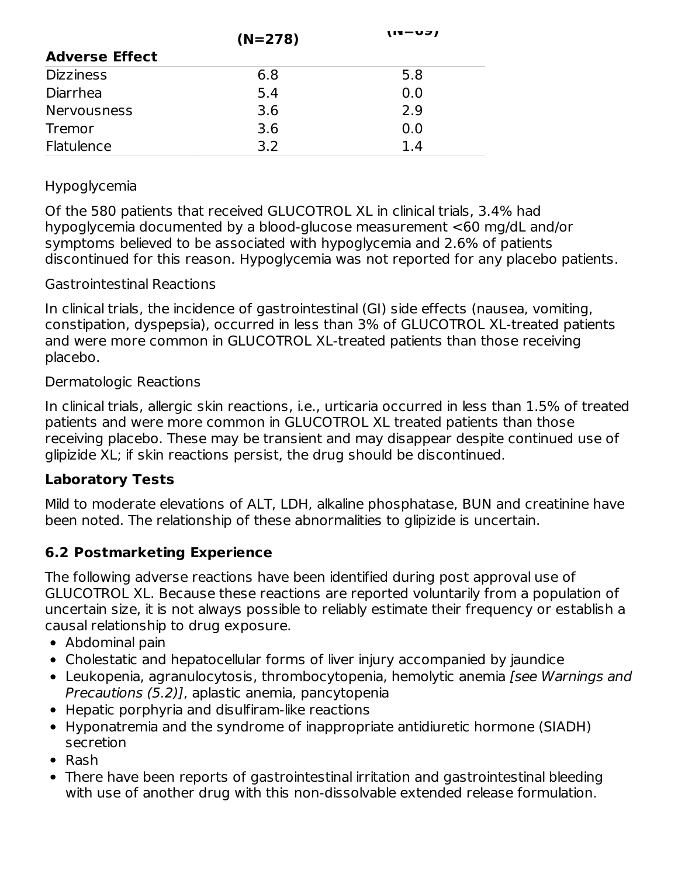| Adverse Effect | (N=278) | (N=69) |
|---|---|---|
| Dizziness | 6.8 | 5.8 |
| Diarrhea | 5.4 | 0.0 |
| Nervousness | 3.6 | 2.9 |
| Tremor | 3.6 | 0.0 |
| Flatulence | 3.2 | 1.4 |

Hypoglycemia

Of the 580 patients that received GLUCOTROL XL in clinical trials, 3.4% had hypoglycemia documented by a blood-glucose measurement <60 mg/dL and/or symptoms believed to be associated with hypoglycemia and 2.6% of patients discontinued for this reason. Hypoglycemia was not reported for any placebo patients.

Gastrointestinal Reactions

In clinical trials, the incidence of gastrointestinal (GI) side effects (nausea, vomiting, constipation, dyspepsia), occurred in less than 3% of GLUCOTROL XL-treated patients and were more common in GLUCOTROL XL-treated patients than those receiving placebo.

Dermatologic Reactions

In clinical trials, allergic skin reactions, i.e., urticaria occurred in less than 1.5% of treated patients and were more common in GLUCOTROL XL treated patients than those receiving placebo. These may be transient and may disappear despite continued use of glipizide XL; if skin reactions persist, the drug should be discontinued.

**Laboratory Tests**

Mild to moderate elevations of ALT, LDH, alkaline phosphatase, BUN and creatinine have been noted. The relationship of these abnormalities to glipizide is uncertain.

## 6.2 Postmarketing Experience

The following adverse reactions have been identified during post approval use of GLUCOTROL XL. Because these reactions are reported voluntarily from a population of uncertain size, it is not always possible to reliably estimate their frequency or establish a causal relationship to drug exposure.

- Abdominal pain
- Cholestatic and hepatocellular forms of liver injury accompanied by jaundice
- Leukopenia, agranulocytosis, thrombocytopenia, hemolytic anemia *[see Warnings and Precautions (5.2)]*, aplastic anemia, pancytopenia
- Hepatic porphyria and disulfiram-like reactions
- Hyponatremia and the syndrome of inappropriate antidiuretic hormone (SIADH) secretion
- Rash
- There have been reports of gastrointestinal irritation and gastrointestinal bleeding with use of another drug with this non-dissolvable extended release formulation.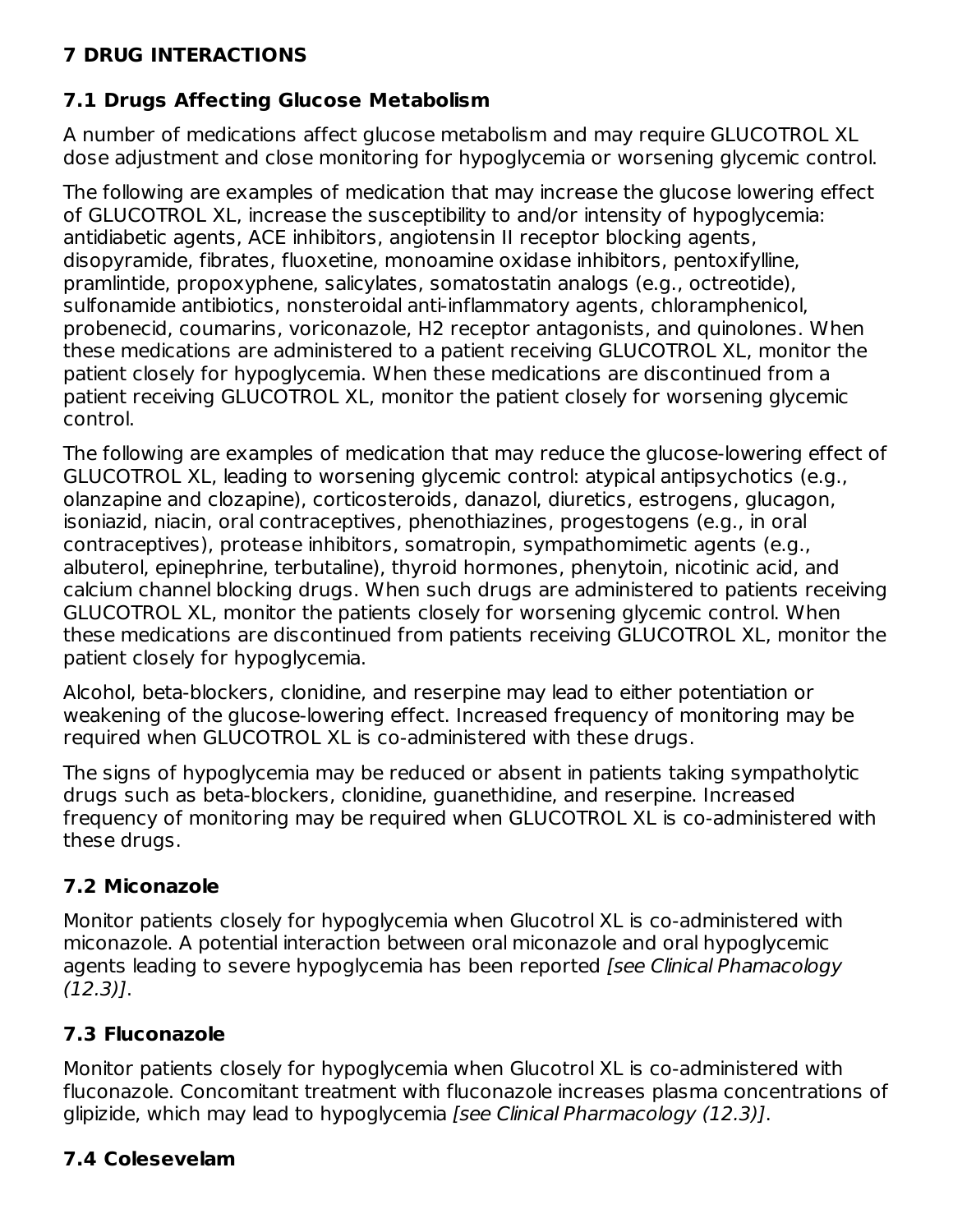## 7 DRUG INTERACTIONS

### 7.1 Drugs Affecting Glucose Metabolism

A number of medications affect glucose metabolism and may require GLUCOTROL XL dose adjustment and close monitoring for hypoglycemia or worsening glycemic control.

The following are examples of medication that may increase the glucose lowering effect of GLUCOTROL XL, increase the susceptibility to and/or intensity of hypoglycemia: antidiabetic agents, ACE inhibitors, angiotensin II receptor blocking agents, disopyramide, fibrates, fluoxetine, monoamine oxidase inhibitors, pentoxifylline, pramlintide, propoxyphene, salicylates, somatostatin analogs (e.g., octreotide), sulfonamide antibiotics, nonsteroidal anti-inflammatory agents, chloramphenicol, probenecid, coumarins, voriconazole, H2 receptor antagonists, and quinolones. When these medications are administered to a patient receiving GLUCOTROL XL, monitor the patient closely for hypoglycemia. When these medications are discontinued from a patient receiving GLUCOTROL XL, monitor the patient closely for worsening glycemic control.

The following are examples of medication that may reduce the glucose-lowering effect of GLUCOTROL XL, leading to worsening glycemic control: atypical antipsychotics (e.g., olanzapine and clozapine), corticosteroids, danazol, diuretics, estrogens, glucagon, isoniazid, niacin, oral contraceptives, phenothiazines, progestogens (e.g., in oral contraceptives), protease inhibitors, somatropin, sympathomimetic agents (e.g., albuterol, epinephrine, terbutaline), thyroid hormones, phenytoin, nicotinic acid, and calcium channel blocking drugs. When such drugs are administered to patients receiving GLUCOTROL XL, monitor the patients closely for worsening glycemic control. When these medications are discontinued from patients receiving GLUCOTROL XL, monitor the patient closely for hypoglycemia.

Alcohol, beta-blockers, clonidine, and reserpine may lead to either potentiation or weakening of the glucose-lowering effect. Increased frequency of monitoring may be required when GLUCOTROL XL is co-administered with these drugs.

The signs of hypoglycemia may be reduced or absent in patients taking sympatholytic drugs such as beta-blockers, clonidine, guanethidine, and reserpine. Increased frequency of monitoring may be required when GLUCOTROL XL is co-administered with these drugs.

### 7.2 Miconazole

Monitor patients closely for hypoglycemia when Glucotrol XL is co-administered with miconazole. A potential interaction between oral miconazole and oral hypoglycemic agents leading to severe hypoglycemia has been reported *[see Clinical Phamacology (12.3)]*.

### 7.3 Fluconazole

Monitor patients closely for hypoglycemia when Glucotrol XL is co-administered with fluconazole. Concomitant treatment with fluconazole increases plasma concentrations of glipizide, which may lead to hypoglycemia *[see Clinical Pharmacology (12.3)]*.

### 7.4 Colesevelam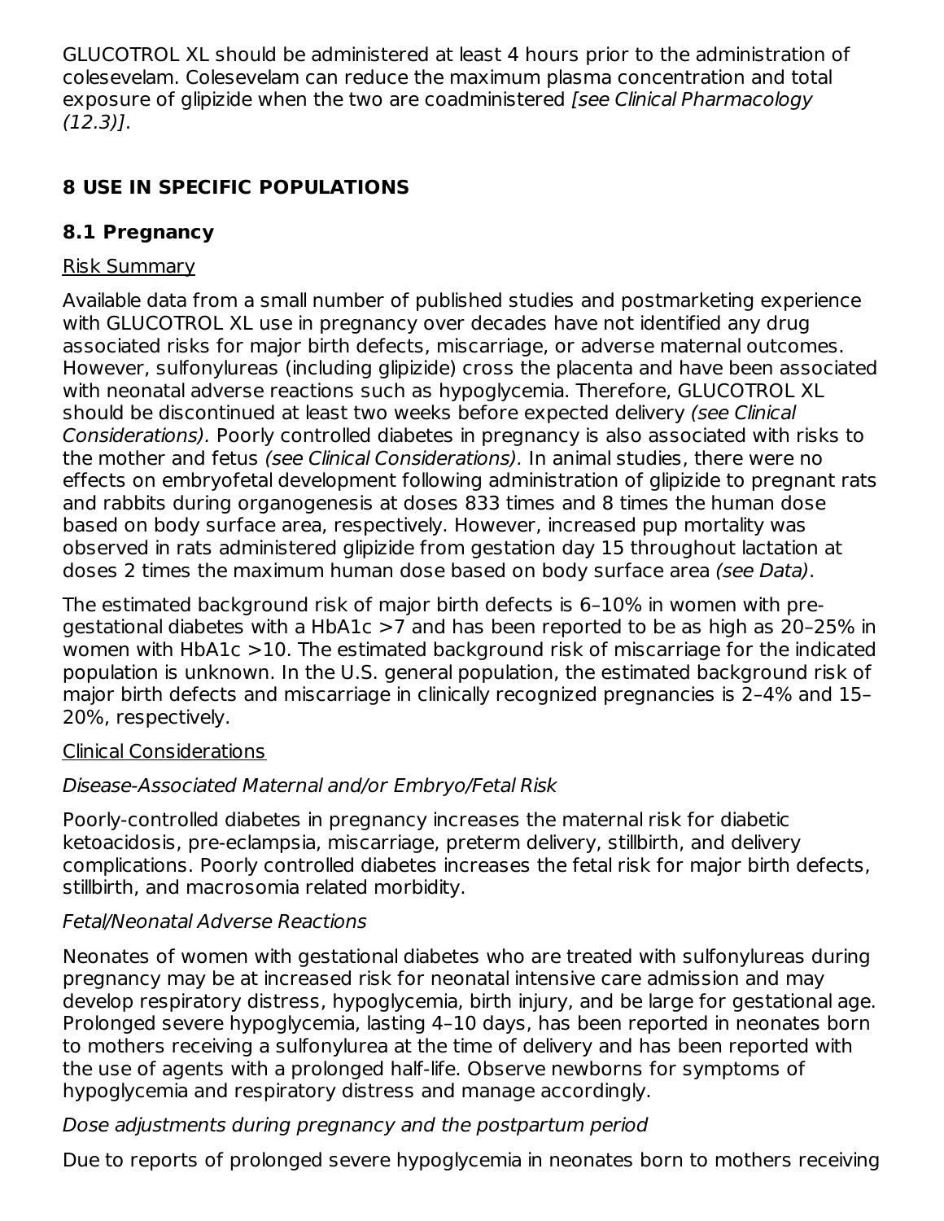GLUCOTROL XL should be administered at least 4 hours prior to the administration of colesevelam. Colesevelam can reduce the maximum plasma concentration and total exposure of glipizide when the two are coadministered *[see Clinical Pharmacology (12.3)]*.

## 8 USE IN SPECIFIC POPULATIONS

### 8.1 Pregnancy

Risk Summary

Available data from a small number of published studies and postmarketing experience with GLUCOTROL XL use in pregnancy over decades have not identified any drug associated risks for major birth defects, miscarriage, or adverse maternal outcomes. However, sulfonylureas (including glipizide) cross the placenta and have been associated with neonatal adverse reactions such as hypoglycemia. Therefore, GLUCOTROL XL should be discontinued at least two weeks before expected delivery *(see Clinical Considerations).* Poorly controlled diabetes in pregnancy is also associated with risks to the mother and fetus *(see Clinical Considerations).* In animal studies, there were no effects on embryofetal development following administration of glipizide to pregnant rats and rabbits during organogenesis at doses 833 times and 8 times the human dose based on body surface area, respectively. However, increased pup mortality was observed in rats administered glipizide from gestation day 15 throughout lactation at doses 2 times the maximum human dose based on body surface area *(see Data)*.

The estimated background risk of major birth defects is 6–10% in women with pre-gestational diabetes with a HbA1c >7 and has been reported to be as high as 20–25% in women with HbA1c >10. The estimated background risk of miscarriage for the indicated population is unknown. In the U.S. general population, the estimated background risk of major birth defects and miscarriage in clinically recognized pregnancies is 2–4% and 15–20%, respectively.

Clinical Considerations

*Disease-Associated Maternal and/or Embryo/Fetal Risk*

Poorly-controlled diabetes in pregnancy increases the maternal risk for diabetic ketoacidosis, pre-eclampsia, miscarriage, preterm delivery, stillbirth, and delivery complications. Poorly controlled diabetes increases the fetal risk for major birth defects, stillbirth, and macrosomia related morbidity.

*Fetal/Neonatal Adverse Reactions*

Neonates of women with gestational diabetes who are treated with sulfonylureas during pregnancy may be at increased risk for neonatal intensive care admission and may develop respiratory distress, hypoglycemia, birth injury, and be large for gestational age. Prolonged severe hypoglycemia, lasting 4–10 days, has been reported in neonates born to mothers receiving a sulfonylurea at the time of delivery and has been reported with the use of agents with a prolonged half-life. Observe newborns for symptoms of hypoglycemia and respiratory distress and manage accordingly.

*Dose adjustments during pregnancy and the postpartum period*

Due to reports of prolonged severe hypoglycemia in neonates born to mothers receiving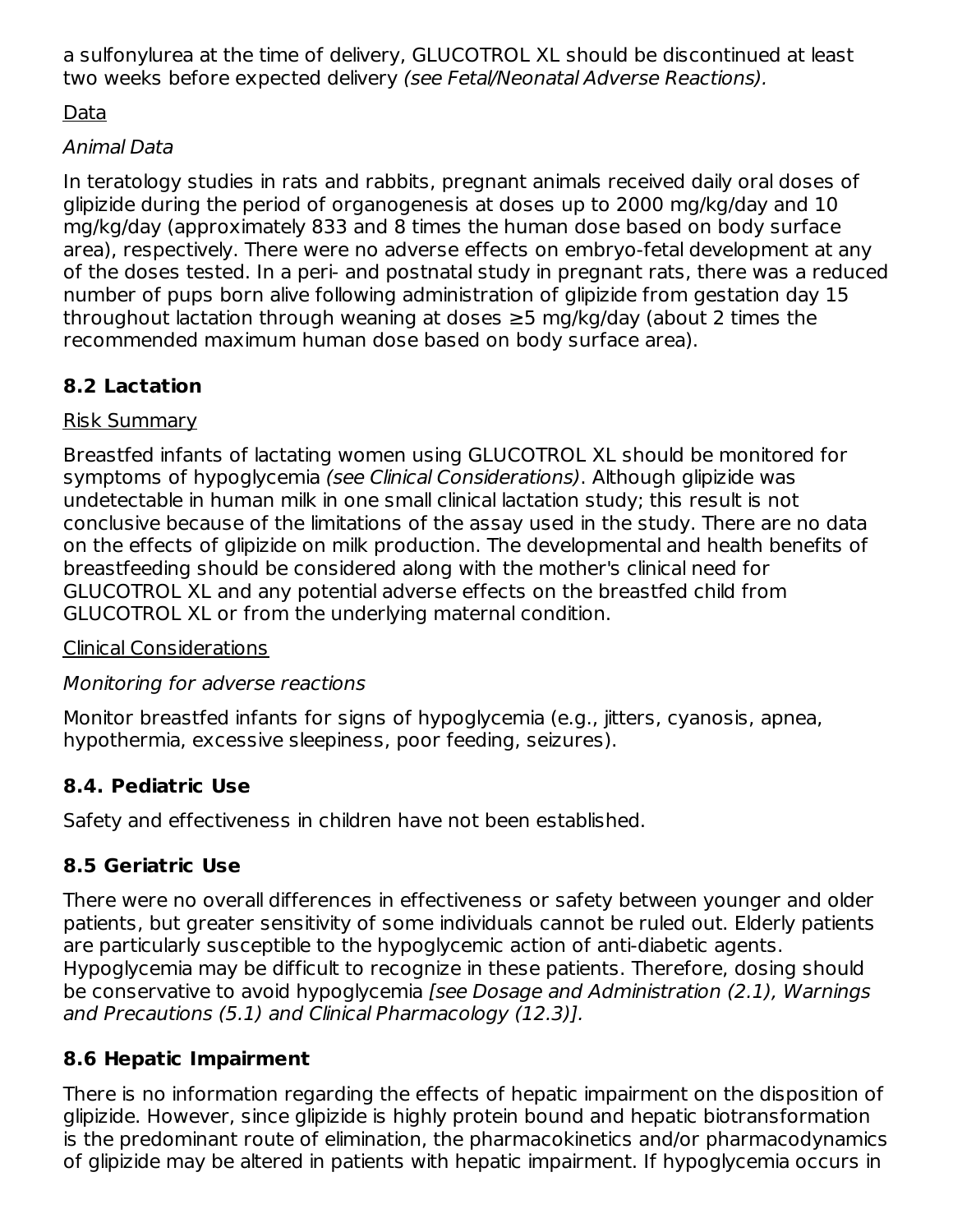a sulfonylurea at the time of delivery, GLUCOTROL XL should be discontinued at least two weeks before expected delivery *(see Fetal/Neonatal Adverse Reactions).*

<u>Data</u>

*Animal Data*

In teratology studies in rats and rabbits, pregnant animals received daily oral doses of glipizide during the period of organogenesis at doses up to 2000 mg/kg/day and 10 mg/kg/day (approximately 833 and 8 times the human dose based on body surface area), respectively. There were no adverse effects on embryo-fetal development at any of the doses tested. In a peri- and postnatal study in pregnant rats, there was a reduced number of pups born alive following administration of glipizide from gestation day 15 throughout lactation through weaning at doses ≥5 mg/kg/day (about 2 times the recommended maximum human dose based on body surface area).

### 8.2 Lactation

<u>Risk Summary</u>

Breastfed infants of lactating women using GLUCOTROL XL should be monitored for symptoms of hypoglycemia *(see Clinical Considerations)*. Although glipizide was undetectable in human milk in one small clinical lactation study; this result is not conclusive because of the limitations of the assay used in the study. There are no data on the effects of glipizide on milk production. The developmental and health benefits of breastfeeding should be considered along with the mother's clinical need for GLUCOTROL XL and any potential adverse effects on the breastfed child from GLUCOTROL XL or from the underlying maternal condition.

<u>Clinical Considerations</u>

*Monitoring for adverse reactions*

Monitor breastfed infants for signs of hypoglycemia (e.g., jitters, cyanosis, apnea, hypothermia, excessive sleepiness, poor feeding, seizures).

### 8.4. Pediatric Use

Safety and effectiveness in children have not been established.

### 8.5 Geriatric Use

There were no overall differences in effectiveness or safety between younger and older patients, but greater sensitivity of some individuals cannot be ruled out. Elderly patients are particularly susceptible to the hypoglycemic action of anti-diabetic agents. Hypoglycemia may be difficult to recognize in these patients. Therefore, dosing should be conservative to avoid hypoglycemia *[see Dosage and Administration (2.1), Warnings and Precautions (5.1) and Clinical Pharmacology (12.3)].*

### 8.6 Hepatic Impairment

There is no information regarding the effects of hepatic impairment on the disposition of glipizide. However, since glipizide is highly protein bound and hepatic biotransformation is the predominant route of elimination, the pharmacokinetics and/or pharmacodynamics of glipizide may be altered in patients with hepatic impairment. If hypoglycemia occurs in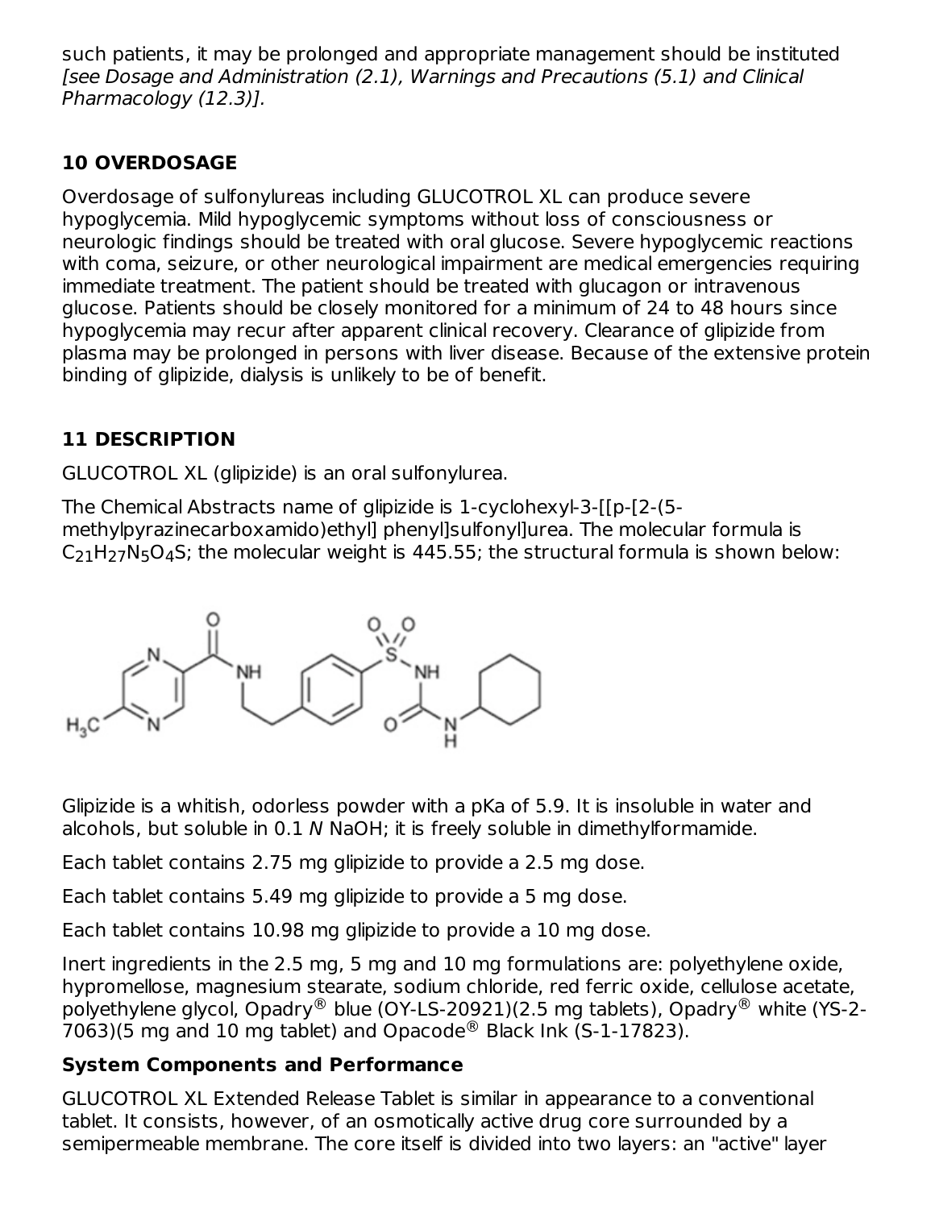such patients, it may be prolonged and appropriate management should be instituted *[see Dosage and Administration (2.1), Warnings and Precautions (5.1) and Clinical Pharmacology (12.3)].*

## 10 OVERDOSAGE

Overdosage of sulfonylureas including GLUCOTROL XL can produce severe hypoglycemia. Mild hypoglycemic symptoms without loss of consciousness or neurologic findings should be treated with oral glucose. Severe hypoglycemic reactions with coma, seizure, or other neurological impairment are medical emergencies requiring immediate treatment. The patient should be treated with glucagon or intravenous glucose. Patients should be closely monitored for a minimum of 24 to 48 hours since hypoglycemia may recur after apparent clinical recovery. Clearance of glipizide from plasma may be prolonged in persons with liver disease. Because of the extensive protein binding of glipizide, dialysis is unlikely to be of benefit.

## 11 DESCRIPTION

GLUCOTROL XL (glipizide) is an oral sulfonylurea.

The Chemical Abstracts name of glipizide is 1-cyclohexyl-3-[[p-[2-(5-methylpyrazinecarboxamido)ethyl] phenyl]sulfonyl]urea. The molecular formula is $C_{21}H_{27}N_5O_4S$; the molecular weight is 445.55; the structural formula is shown below:

Glipizide is a whitish, odorless powder with a pKa of 5.9. It is insoluble in water and alcohols, but soluble in 0.1 *N* NaOH; it is freely soluble in dimethylformamide.

Each tablet contains 2.75 mg glipizide to provide a 2.5 mg dose.

Each tablet contains 5.49 mg glipizide to provide a 5 mg dose.

Each tablet contains 10.98 mg glipizide to provide a 10 mg dose.

Inert ingredients in the 2.5 mg, 5 mg and 10 mg formulations are: polyethylene oxide, hypromellose, magnesium stearate, sodium chloride, red ferric oxide, cellulose acetate, polyethylene glycol, Opadry® blue (OY-LS-20921)(2.5 mg tablets), Opadry® white (YS-2-7063)(5 mg and 10 mg tablet) and Opacode® Black Ink (S-1-17823).

**System Components and Performance**

GLUCOTROL XL Extended Release Tablet is similar in appearance to a conventional tablet. It consists, however, of an osmotically active drug core surrounded by a semipermeable membrane. The core itself is divided into two layers: an "active" layer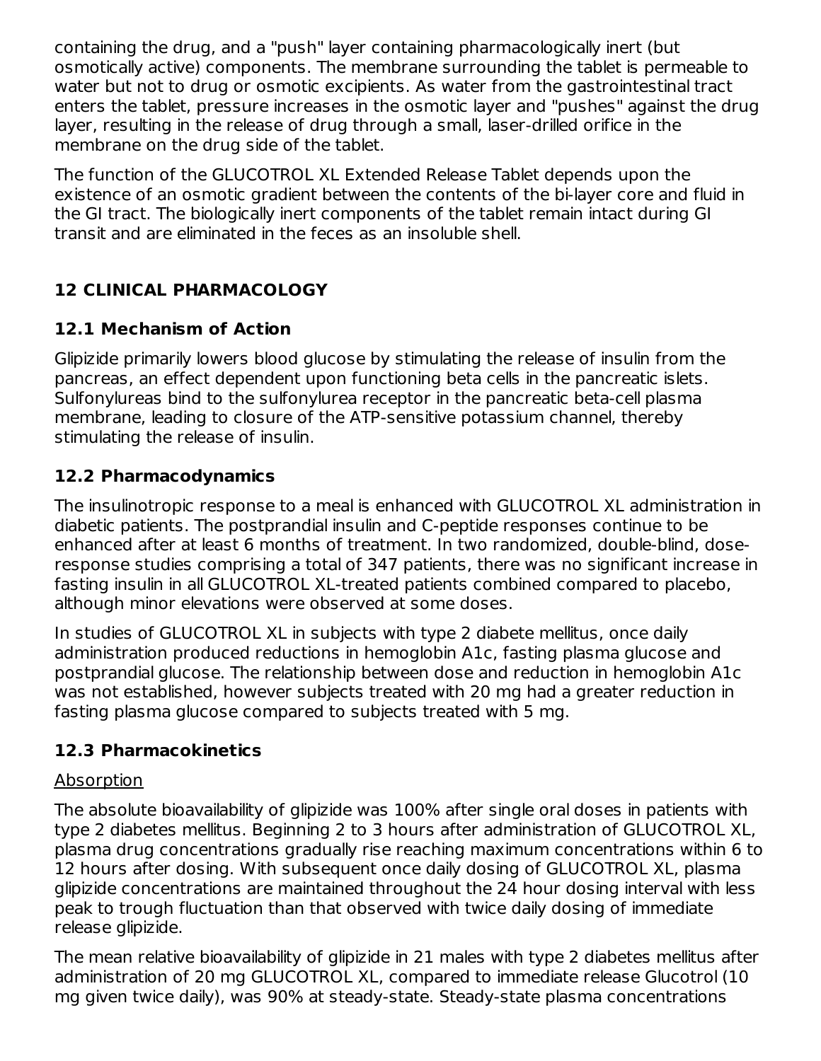containing the drug, and a "push" layer containing pharmacologically inert (but osmotically active) components. The membrane surrounding the tablet is permeable to water but not to drug or osmotic excipients. As water from the gastrointestinal tract enters the tablet, pressure increases in the osmotic layer and "pushes" against the drug layer, resulting in the release of drug through a small, laser-drilled orifice in the membrane on the drug side of the tablet.

The function of the GLUCOTROL XL Extended Release Tablet depends upon the existence of an osmotic gradient between the contents of the bi-layer core and fluid in the GI tract. The biologically inert components of the tablet remain intact during GI transit and are eliminated in the feces as an insoluble shell.

## 12 CLINICAL PHARMACOLOGY

### 12.1 Mechanism of Action

Glipizide primarily lowers blood glucose by stimulating the release of insulin from the pancreas, an effect dependent upon functioning beta cells in the pancreatic islets. Sulfonylureas bind to the sulfonylurea receptor in the pancreatic beta-cell plasma membrane, leading to closure of the ATP-sensitive potassium channel, thereby stimulating the release of insulin.

### 12.2 Pharmacodynamics

The insulinotropic response to a meal is enhanced with GLUCOTROL XL administration in diabetic patients. The postprandial insulin and C-peptide responses continue to be enhanced after at least 6 months of treatment. In two randomized, double-blind, dose-response studies comprising a total of 347 patients, there was no significant increase in fasting insulin in all GLUCOTROL XL-treated patients combined compared to placebo, although minor elevations were observed at some doses.

In studies of GLUCOTROL XL in subjects with type 2 diabete mellitus, once daily administration produced reductions in hemoglobin A1c, fasting plasma glucose and postprandial glucose. The relationship between dose and reduction in hemoglobin A1c was not established, however subjects treated with 20 mg had a greater reduction in fasting plasma glucose compared to subjects treated with 5 mg.

### 12.3 Pharmacokinetics

Absorption

The absolute bioavailability of glipizide was 100% after single oral doses in patients with type 2 diabetes mellitus. Beginning 2 to 3 hours after administration of GLUCOTROL XL, plasma drug concentrations gradually rise reaching maximum concentrations within 6 to 12 hours after dosing. With subsequent once daily dosing of GLUCOTROL XL, plasma glipizide concentrations are maintained throughout the 24 hour dosing interval with less peak to trough fluctuation than that observed with twice daily dosing of immediate release glipizide.

The mean relative bioavailability of glipizide in 21 males with type 2 diabetes mellitus after administration of 20 mg GLUCOTROL XL, compared to immediate release Glucotrol (10 mg given twice daily), was 90% at steady-state. Steady-state plasma concentrations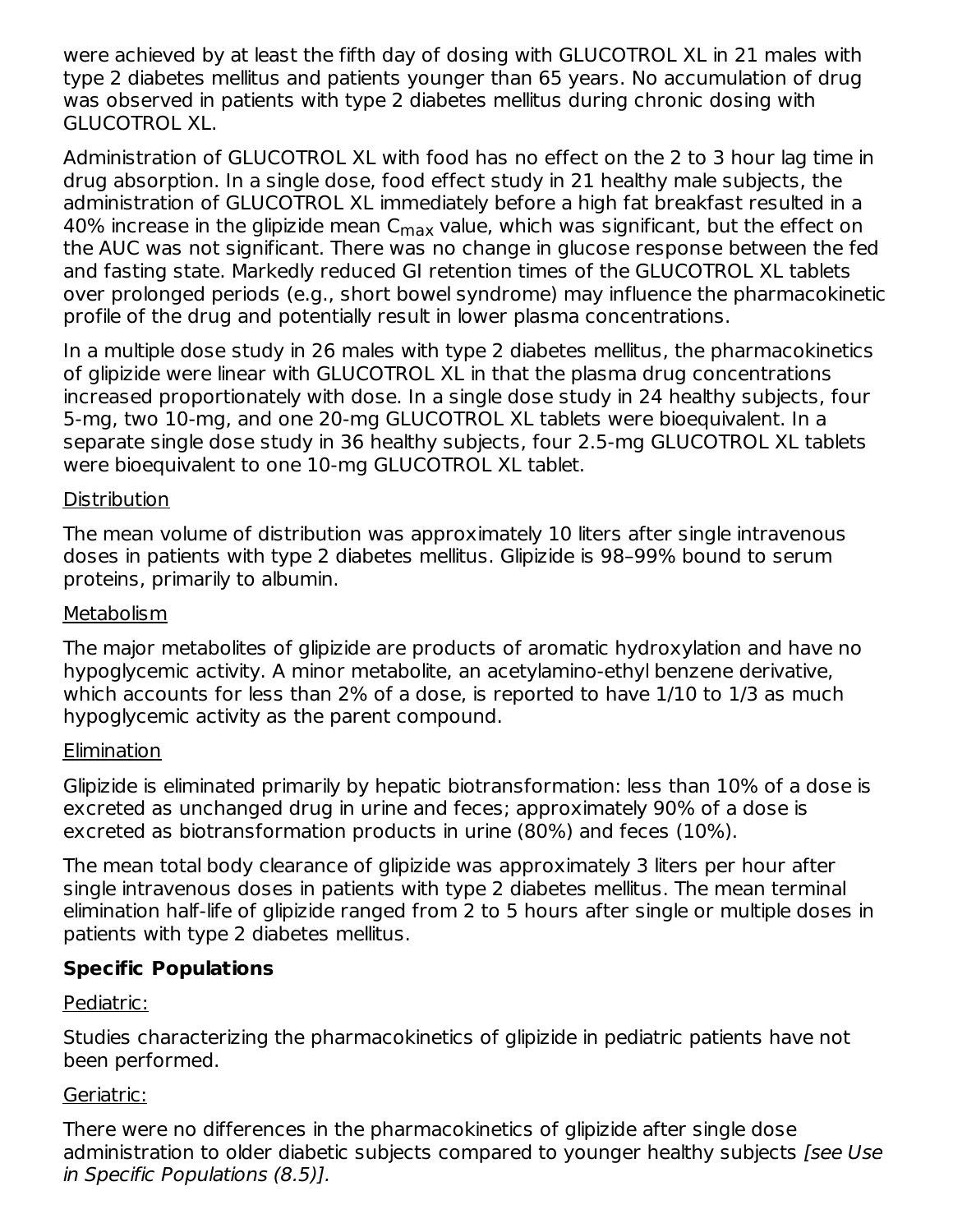were achieved by at least the fifth day of dosing with GLUCOTROL XL in 21 males with type 2 diabetes mellitus and patients younger than 65 years. No accumulation of drug was observed in patients with type 2 diabetes mellitus during chronic dosing with GLUCOTROL XL.

Administration of GLUCOTROL XL with food has no effect on the 2 to 3 hour lag time in drug absorption. In a single dose, food effect study in 21 healthy male subjects, the administration of GLUCOTROL XL immediately before a high fat breakfast resulted in a 40% increase in the glipizide mean $C_{max}$ value, which was significant, but the effect on the AUC was not significant. There was no change in glucose response between the fed and fasting state. Markedly reduced GI retention times of the GLUCOTROL XL tablets over prolonged periods (e.g., short bowel syndrome) may influence the pharmacokinetic profile of the drug and potentially result in lower plasma concentrations.

In a multiple dose study in 26 males with type 2 diabetes mellitus, the pharmacokinetics of glipizide were linear with GLUCOTROL XL in that the plasma drug concentrations increased proportionately with dose. In a single dose study in 24 healthy subjects, four 5-mg, two 10-mg, and one 20-mg GLUCOTROL XL tablets were bioequivalent. In a separate single dose study in 36 healthy subjects, four 2.5-mg GLUCOTROL XL tablets were bioequivalent to one 10-mg GLUCOTROL XL tablet.

Distribution

The mean volume of distribution was approximately 10 liters after single intravenous doses in patients with type 2 diabetes mellitus. Glipizide is 98–99% bound to serum proteins, primarily to albumin.

Metabolism

The major metabolites of glipizide are products of aromatic hydroxylation and have no hypoglycemic activity. A minor metabolite, an acetylamino-ethyl benzene derivative, which accounts for less than 2% of a dose, is reported to have 1/10 to 1/3 as much hypoglycemic activity as the parent compound.

Elimination

Glipizide is eliminated primarily by hepatic biotransformation: less than 10% of a dose is excreted as unchanged drug in urine and feces; approximately 90% of a dose is excreted as biotransformation products in urine (80%) and feces (10%).

The mean total body clearance of glipizide was approximately 3 liters per hour after single intravenous doses in patients with type 2 diabetes mellitus. The mean terminal elimination half-life of glipizide ranged from 2 to 5 hours after single or multiple doses in patients with type 2 diabetes mellitus.

**Specific Populations**

Pediatric:

Studies characterizing the pharmacokinetics of glipizide in pediatric patients have not been performed.

Geriatric:

There were no differences in the pharmacokinetics of glipizide after single dose administration to older diabetic subjects compared to younger healthy subjects *[see Use in Specific Populations (8.5)].*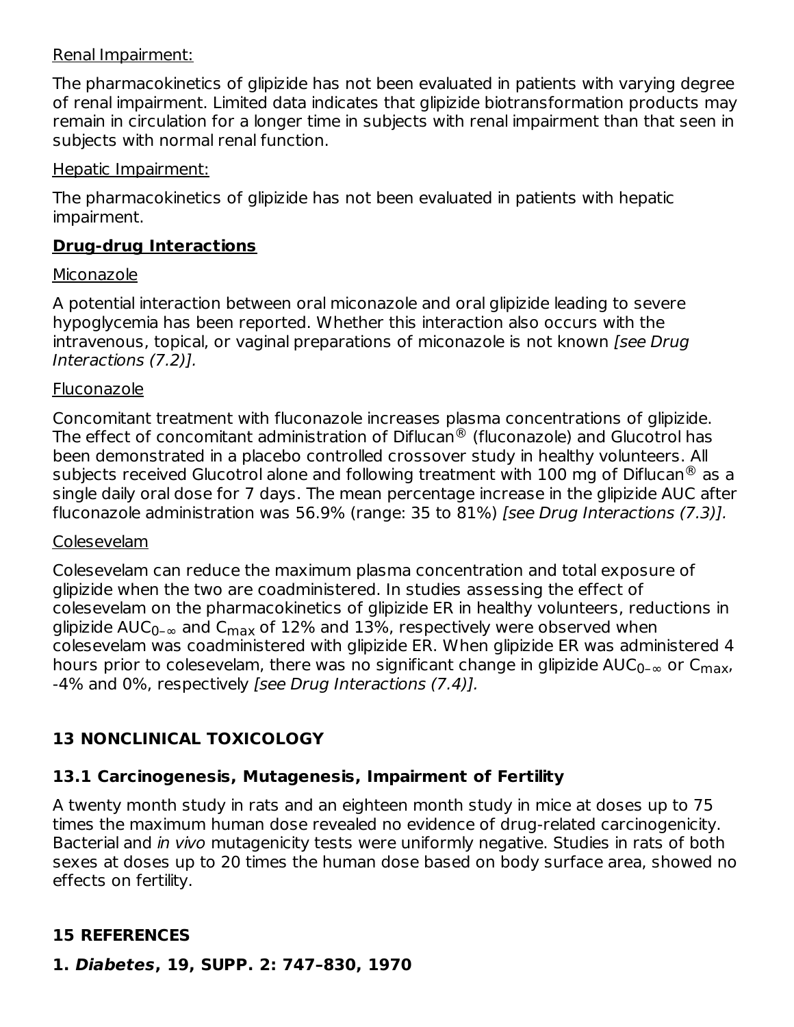Renal Impairment:

The pharmacokinetics of glipizide has not been evaluated in patients with varying degree of renal impairment. Limited data indicates that glipizide biotransformation products may remain in circulation for a longer time in subjects with renal impairment than that seen in subjects with normal renal function.

Hepatic Impairment:

The pharmacokinetics of glipizide has not been evaluated in patients with hepatic impairment.

**Drug-drug Interactions**

Miconazole

A potential interaction between oral miconazole and oral glipizide leading to severe hypoglycemia has been reported. Whether this interaction also occurs with the intravenous, topical, or vaginal preparations of miconazole is not known *[see Drug Interactions (7.2)].*

Fluconazole

Concomitant treatment with fluconazole increases plasma concentrations of glipizide. The effect of concomitant administration of Diflucan® (fluconazole) and Glucotrol has been demonstrated in a placebo controlled crossover study in healthy volunteers. All subjects received Glucotrol alone and following treatment with 100 mg of Diflucan® as a single daily oral dose for 7 days. The mean percentage increase in the glipizide AUC after fluconazole administration was 56.9% (range: 35 to 81%) *[see Drug Interactions (7.3)].*

Colesevelam

Colesevelam can reduce the maximum plasma concentration and total exposure of glipizide when the two are coadministered. In studies assessing the effect of colesevelam on the pharmacokinetics of glipizide ER in healthy volunteers, reductions in glipizide $AUC_{0-\infty}$ and $C_{max}$ of 12% and 13%, respectively were observed when colesevelam was coadministered with glipizide ER. When glipizide ER was administered 4 hours prior to colesevelam, there was no significant change in glipizide $AUC_{0-\infty}$ or $C_{max}$, -4% and 0%, respectively *[see Drug Interactions (7.4)].*

## 13 NONCLINICAL TOXICOLOGY

### 13.1 Carcinogenesis, Mutagenesis, Impairment of Fertility

A twenty month study in rats and an eighteen month study in mice at doses up to 75 times the maximum human dose revealed no evidence of drug-related carcinogenicity. Bacterial and *in vivo* mutagenicity tests were uniformly negative. Studies in rats of both sexes at doses up to 20 times the human dose based on body surface area, showed no effects on fertility.

## 15 REFERENCES

**1. *Diabetes*, 19, SUPP. 2: 747–830, 1970**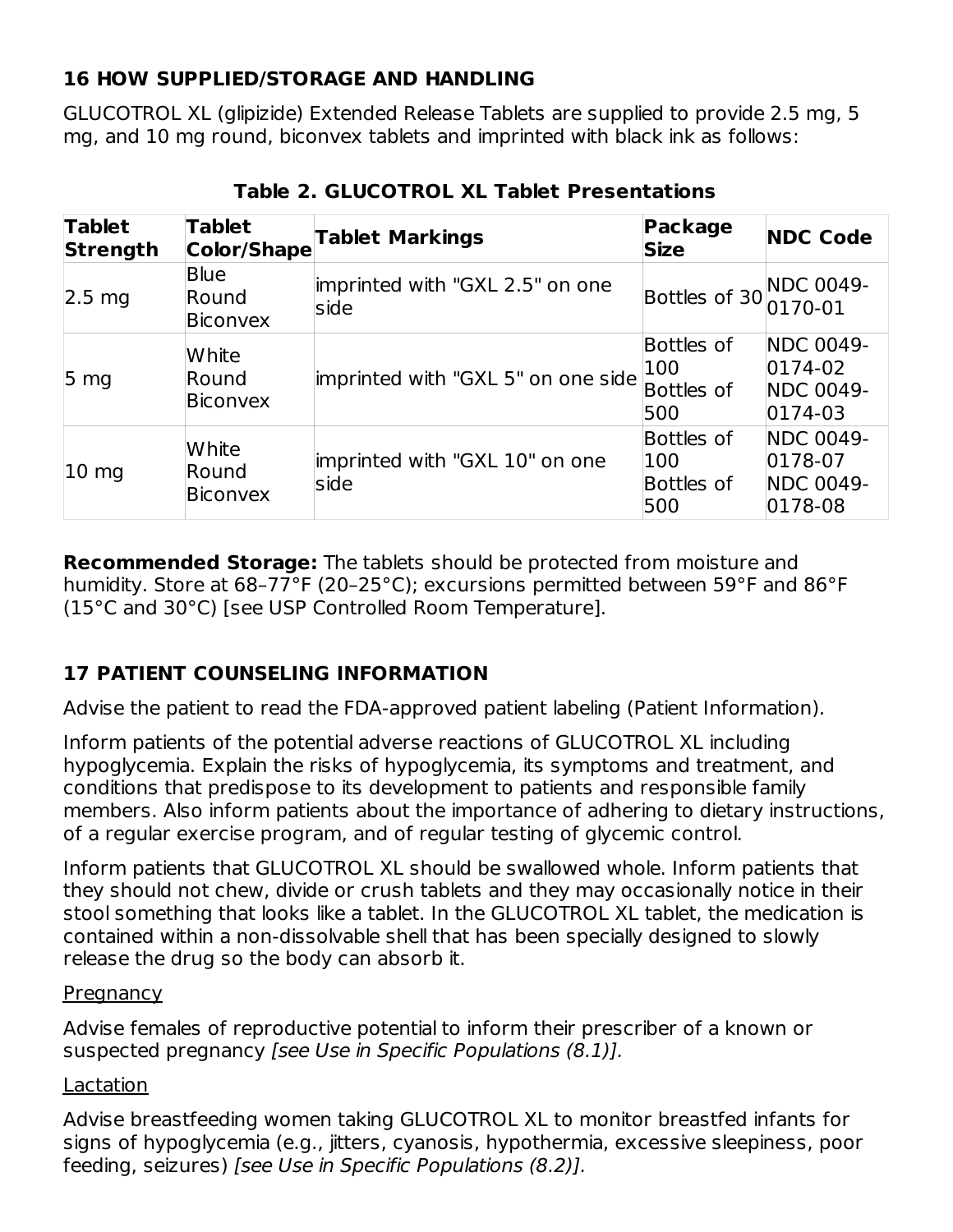## 16 HOW SUPPLIED/STORAGE AND HANDLING

GLUCOTROL XL (glipizide) Extended Release Tablets are supplied to provide 2.5 mg, 5 mg, and 10 mg round, biconvex tablets and imprinted with black ink as follows:

**Table 2. GLUCOTROL XL Tablet Presentations**

| Tablet Strength | Tablet Color/Shape | Tablet Markings | Package Size | NDC Code |
|---|---|---|---|---|
| 2.5 mg | Blue Round Biconvex | imprinted with "GXL 2.5" on one side | Bottles of 30 | NDC 0049-0170-01 |
| 5 mg | White Round Biconvex | imprinted with "GXL 5" on one side | Bottles of 100<br>Bottles of 500 | NDC 0049-0174-02<br>NDC 0049-0174-03 |
| 10 mg | White Round Biconvex | imprinted with "GXL 10" on one side | Bottles of 100<br>Bottles of 500 | NDC 0049-0178-07<br>NDC 0049-0178-08 |

**Recommended Storage:** The tablets should be protected from moisture and humidity. Store at 68–77°F (20–25°C); excursions permitted between 59°F and 86°F (15°C and 30°C) [see USP Controlled Room Temperature].

## 17 PATIENT COUNSELING INFORMATION

Advise the patient to read the FDA-approved patient labeling (Patient Information).

Inform patients of the potential adverse reactions of GLUCOTROL XL including hypoglycemia. Explain the risks of hypoglycemia, its symptoms and treatment, and conditions that predispose to its development to patients and responsible family members. Also inform patients about the importance of adhering to dietary instructions, of a regular exercise program, and of regular testing of glycemic control.

Inform patients that GLUCOTROL XL should be swallowed whole. Inform patients that they should not chew, divide or crush tablets and they may occasionally notice in their stool something that looks like a tablet. In the GLUCOTROL XL tablet, the medication is contained within a non-dissolvable shell that has been specially designed to slowly release the drug so the body can absorb it.

Pregnancy

Advise females of reproductive potential to inform their prescriber of a known or suspected pregnancy *[see Use in Specific Populations (8.1)].*

Lactation

Advise breastfeeding women taking GLUCOTROL XL to monitor breastfed infants for signs of hypoglycemia (e.g., jitters, cyanosis, hypothermia, excessive sleepiness, poor feeding, seizures) *[see Use in Specific Populations (8.2)].*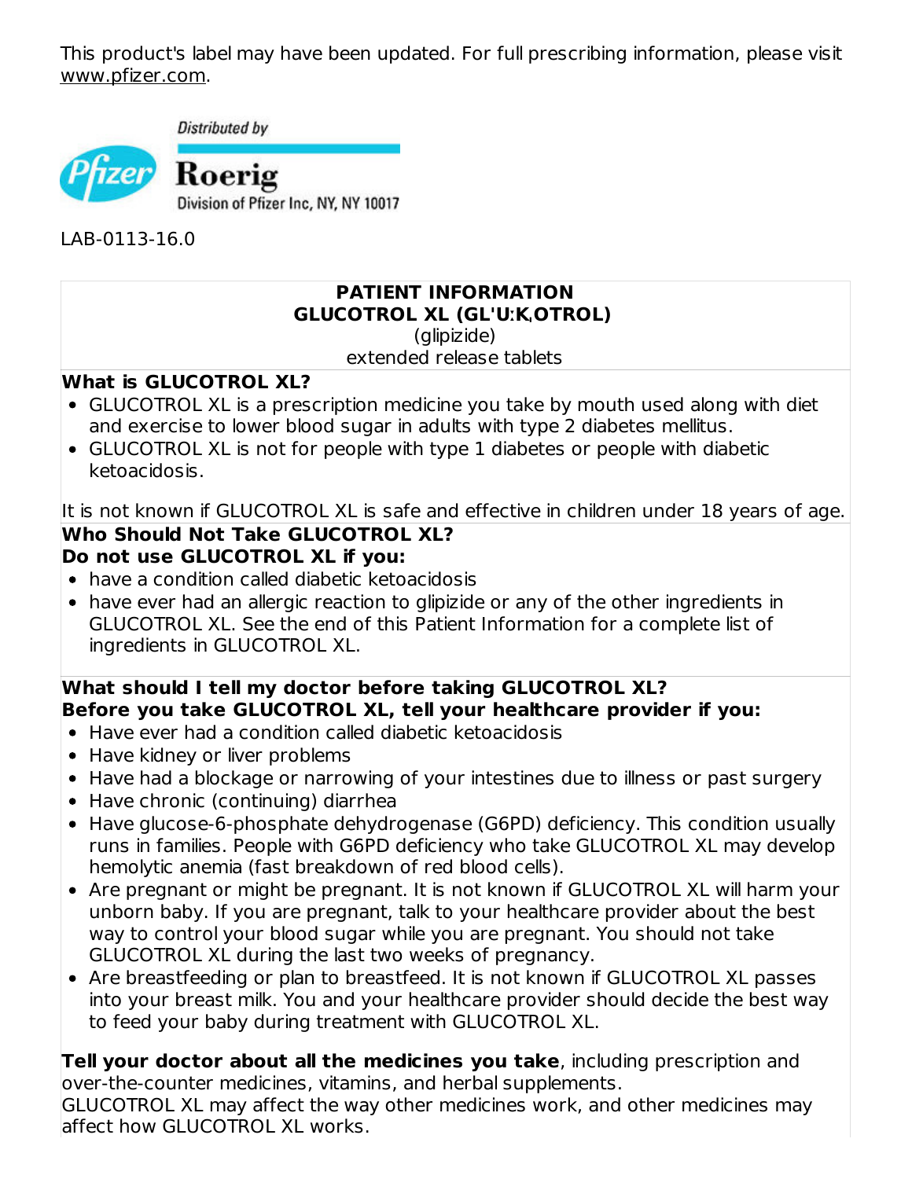This product's label may have been updated. For full prescribing information, please visit www.pfizer.com.

Distributed by

Roerig

Division of Pfizer Inc, NY, NY 10017

LAB-0113-16.0

**PATIENT INFORMATION**
**GLUCOTROL XL (GL'U:K,OTROL)**
(glipizide)
extended release tablets

**What is GLUCOTROL XL?**

- GLUCOTROL XL is a prescription medicine you take by mouth used along with diet and exercise to lower blood sugar in adults with type 2 diabetes mellitus.
- GLUCOTROL XL is not for people with type 1 diabetes or people with diabetic ketoacidosis.

It is not known if GLUCOTROL XL is safe and effective in children under 18 years of age.

**Who Should Not Take GLUCOTROL XL?**
**Do not use GLUCOTROL XL if you:**

- have a condition called diabetic ketoacidosis
- have ever had an allergic reaction to glipizide or any of the other ingredients in GLUCOTROL XL. See the end of this Patient Information for a complete list of ingredients in GLUCOTROL XL.

**What should I tell my doctor before taking GLUCOTROL XL?**
**Before you take GLUCOTROL XL, tell your healthcare provider if you:**

- Have ever had a condition called diabetic ketoacidosis
- Have kidney or liver problems
- Have had a blockage or narrowing of your intestines due to illness or past surgery
- Have chronic (continuing) diarrhea
- Have glucose-6-phosphate dehydrogenase (G6PD) deficiency. This condition usually runs in families. People with G6PD deficiency who take GLUCOTROL XL may develop hemolytic anemia (fast breakdown of red blood cells).
- Are pregnant or might be pregnant. It is not known if GLUCOTROL XL will harm your unborn baby. If you are pregnant, talk to your healthcare provider about the best way to control your blood sugar while you are pregnant. You should not take GLUCOTROL XL during the last two weeks of pregnancy.
- Are breastfeeding or plan to breastfeed. It is not known if GLUCOTROL XL passes into your breast milk. You and your healthcare provider should decide the best way to feed your baby during treatment with GLUCOTROL XL.

**Tell your doctor about all the medicines you take**, including prescription and over-the-counter medicines, vitamins, and herbal supplements.
GLUCOTROL XL may affect the way other medicines work, and other medicines may affect how GLUCOTROL XL works.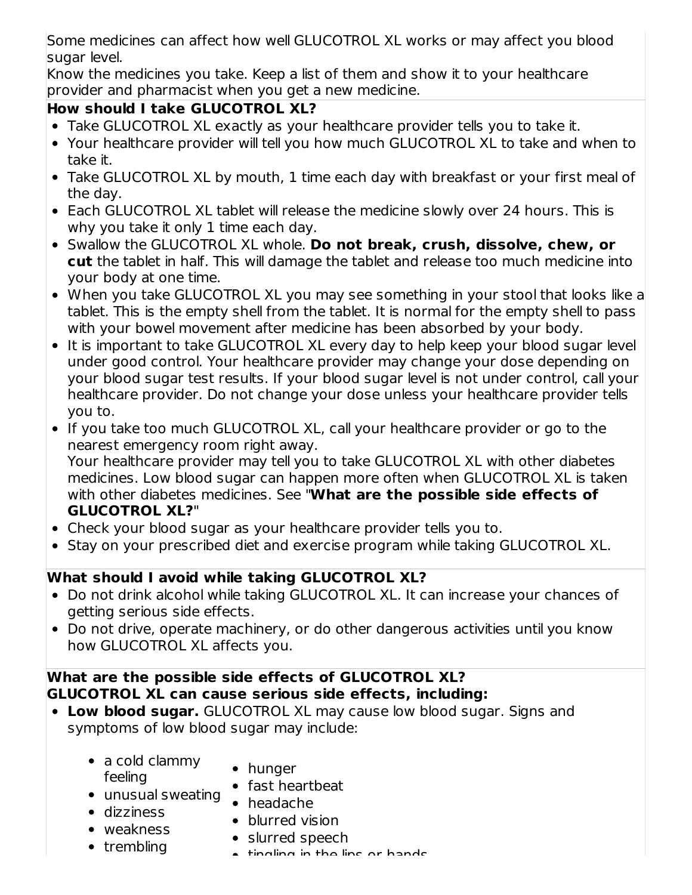Some medicines can affect how well GLUCOTROL XL works or may affect you blood sugar level.

Know the medicines you take. Keep a list of them and show it to your healthcare provider and pharmacist when you get a new medicine.

**How should I take GLUCOTROL XL?**

- Take GLUCOTROL XL exactly as your healthcare provider tells you to take it.
- Your healthcare provider will tell you how much GLUCOTROL XL to take and when to take it.
- Take GLUCOTROL XL by mouth, 1 time each day with breakfast or your first meal of the day.
- Each GLUCOTROL XL tablet will release the medicine slowly over 24 hours. This is why you take it only 1 time each day.
- Swallow the GLUCOTROL XL whole. **Do not break, crush, dissolve, chew, or cut** the tablet in half. This will damage the tablet and release too much medicine into your body at one time.
- When you take GLUCOTROL XL you may see something in your stool that looks like a tablet. This is the empty shell from the tablet. It is normal for the empty shell to pass with your bowel movement after medicine has been absorbed by your body.
- It is important to take GLUCOTROL XL every day to help keep your blood sugar level under good control. Your healthcare provider may change your dose depending on your blood sugar test results. If your blood sugar level is not under control, call your healthcare provider. Do not change your dose unless your healthcare provider tells you to.
- If you take too much GLUCOTROL XL, call your healthcare provider or go to the nearest emergency room right away.
  Your healthcare provider may tell you to take GLUCOTROL XL with other diabetes medicines. Low blood sugar can happen more often when GLUCOTROL XL is taken with other diabetes medicines. See "**What are the possible side effects of GLUCOTROL XL?**"
- Check your blood sugar as your healthcare provider tells you to.
- Stay on your prescribed diet and exercise program while taking GLUCOTROL XL.

**What should I avoid while taking GLUCOTROL XL?**

- Do not drink alcohol while taking GLUCOTROL XL. It can increase your chances of getting serious side effects.
- Do not drive, operate machinery, or do other dangerous activities until you know how GLUCOTROL XL affects you.

**What are the possible side effects of GLUCOTROL XL?**
**GLUCOTROL XL can cause serious side effects, including:**

- **Low blood sugar.** GLUCOTROL XL may cause low blood sugar. Signs and symptoms of low blood sugar may include:
  - a cold clammy feeling
  - unusual sweating
  - dizziness
  - weakness
  - trembling
  - hunger
  - fast heartbeat
  - headache
  - blurred vision
  - slurred speech
  - tingling in the lips or hands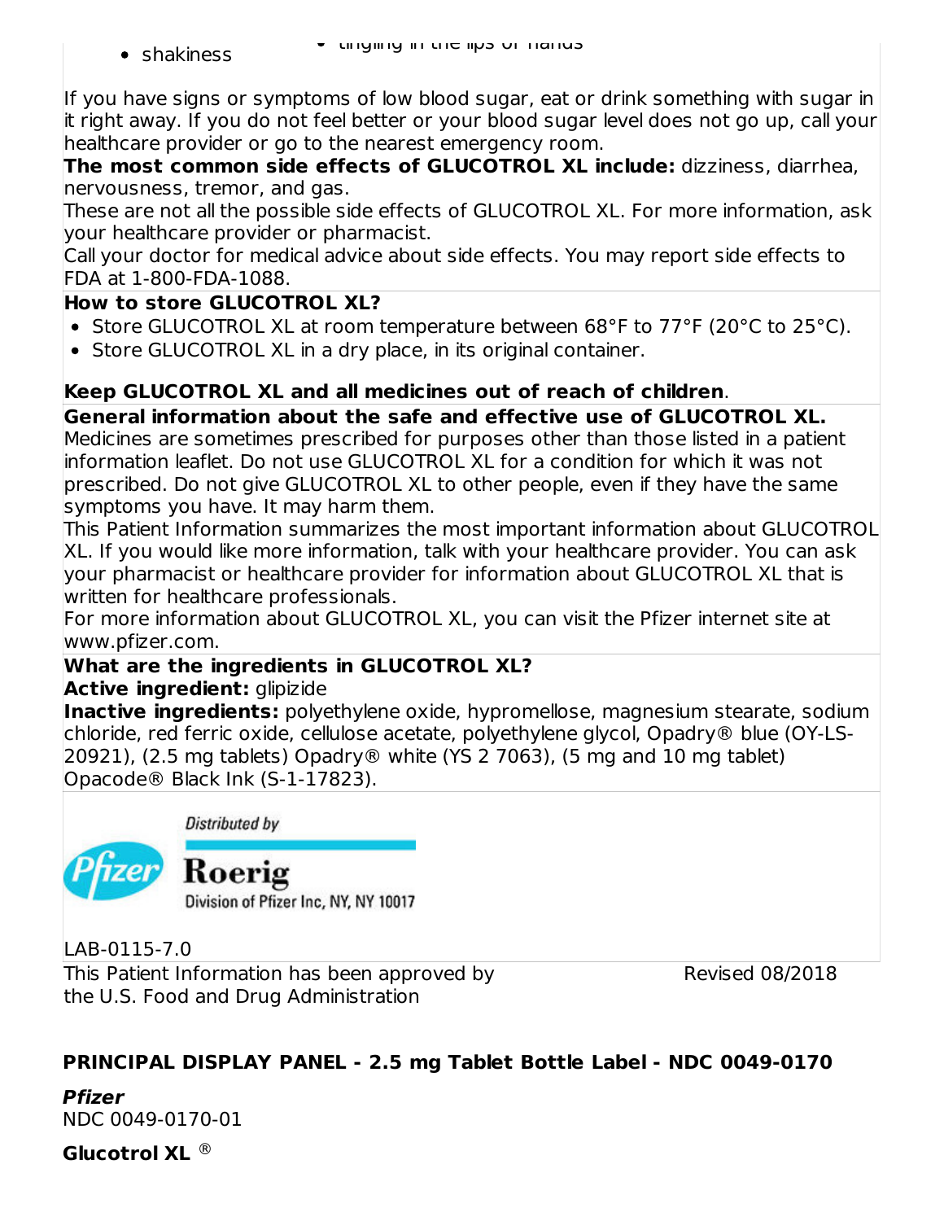- shakiness
- tingling in the lips or hands

If you have signs or symptoms of low blood sugar, eat or drink something with sugar in it right away. If you do not feel better or your blood sugar level does not go up, call your healthcare provider or go to the nearest emergency room.

**The most common side effects of GLUCOTROL XL include:** dizziness, diarrhea, nervousness, tremor, and gas.

These are not all the possible side effects of GLUCOTROL XL. For more information, ask your healthcare provider or pharmacist.

Call your doctor for medical advice about side effects. You may report side effects to FDA at 1-800-FDA-1088.

**How to store GLUCOTROL XL?**

- Store GLUCOTROL XL at room temperature between 68°F to 77°F (20°C to 25°C).
- Store GLUCOTROL XL in a dry place, in its original container.

**Keep GLUCOTROL XL and all medicines out of reach of children**.

**General information about the safe and effective use of GLUCOTROL XL.**

Medicines are sometimes prescribed for purposes other than those listed in a patient information leaflet. Do not use GLUCOTROL XL for a condition for which it was not prescribed. Do not give GLUCOTROL XL to other people, even if they have the same symptoms you have. It may harm them.

This Patient Information summarizes the most important information about GLUCOTROL XL. If you would like more information, talk with your healthcare provider. You can ask your pharmacist or healthcare provider for information about GLUCOTROL XL that is written for healthcare professionals.

For more information about GLUCOTROL XL, you can visit the Pfizer internet site at www.pfizer.com.

**What are the ingredients in GLUCOTROL XL?**

**Active ingredient:** glipizide

**Inactive ingredients:** polyethylene oxide, hypromellose, magnesium stearate, sodium chloride, red ferric oxide, cellulose acetate, polyethylene glycol, Opadry® blue (OY-LS-20921), (2.5 mg tablets) Opadry® white (YS 2 7063), (5 mg and 10 mg tablet) Opacode® Black Ink (S-1-17823).

*Distributed by*

Pfizer

Roerig
Division of Pfizer Inc, NY, NY 10017

LAB-0115-7.0

This Patient Information has been approved by the U.S. Food and Drug Administration

Revised 08/2018

**PRINCIPAL DISPLAY PANEL - 2.5 mg Tablet Bottle Label - NDC 0049-0170**

***Pfizer***

NDC 0049-0170-01

**Glucotrol XL** ®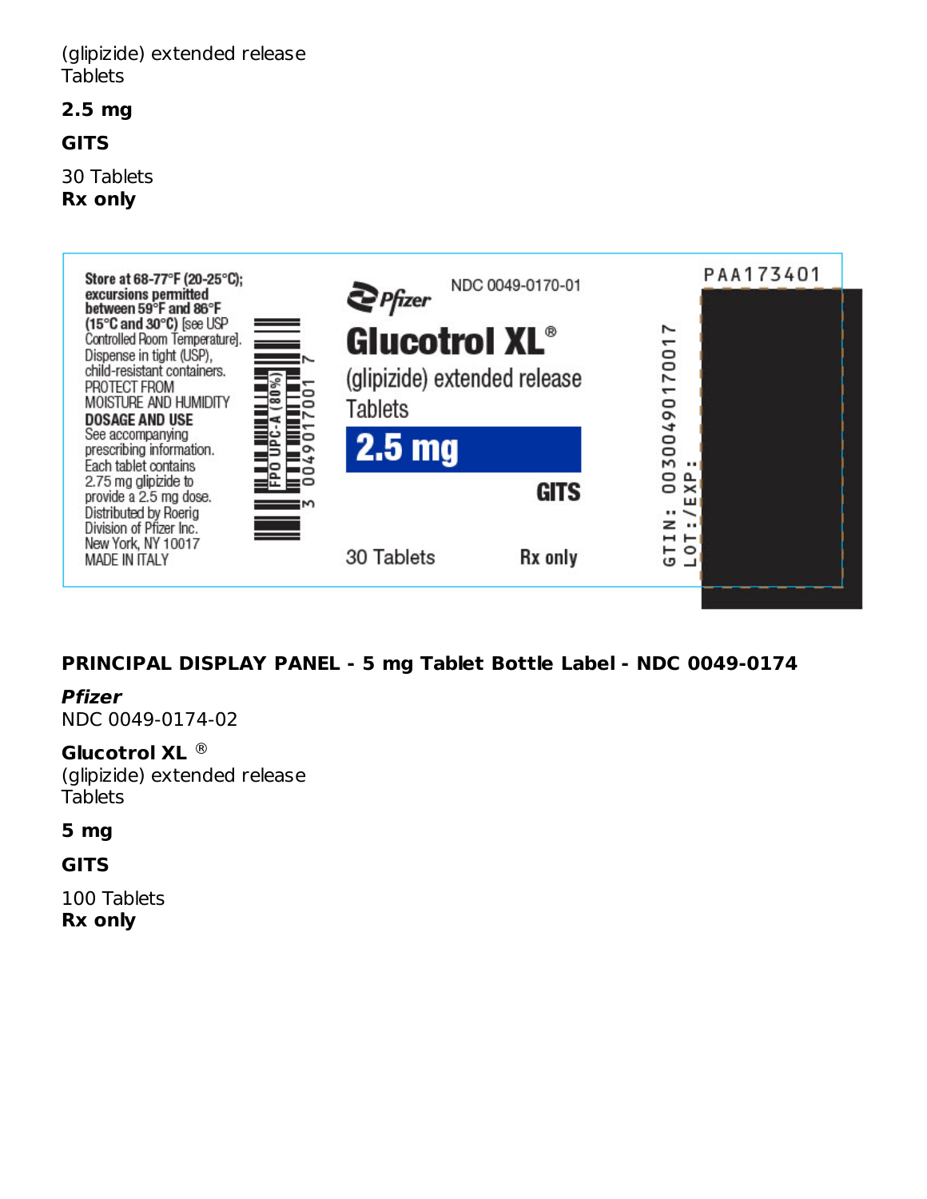(glipizide) extended release
Tablets

**2.5 mg**

**GITS**

30 Tablets
**Rx only**

Store at 68-77°F (20-25°C); excursions permitted between 59°F and 86°F (15°C and 30°C) [see USP Controlled Room Temperature]. Dispense in tight (USP), child-resistant containers. PROTECT FROM MOISTURE AND HUMIDITY

DOSAGE AND USE
See accompanying prescribing information.
Each tablet contains 2.75 mg glipizide to provide a 2.5 mg dose.
Distributed by Roerig
Division of Pfizer Inc.
New York, NY 10017
MADE IN ITALY

FPO UPC-A (80%)
3 00490 17001 7

Pfizer
NDC 0049-0170-01

Glucotrol XL®
(glipizide) extended release
Tablets

2.5 mg

GITS

30 Tablets
Rx only

PAA173401

GTIN: 00300490170017
LOT:/EXP:

**PRINCIPAL DISPLAY PANEL - 5 mg Tablet Bottle Label - NDC 0049-0174**

***Pfizer***
NDC 0049-0174-02

**Glucotrol XL** ®
(glipizide) extended release
Tablets

**5 mg**

**GITS**

100 Tablets
**Rx only**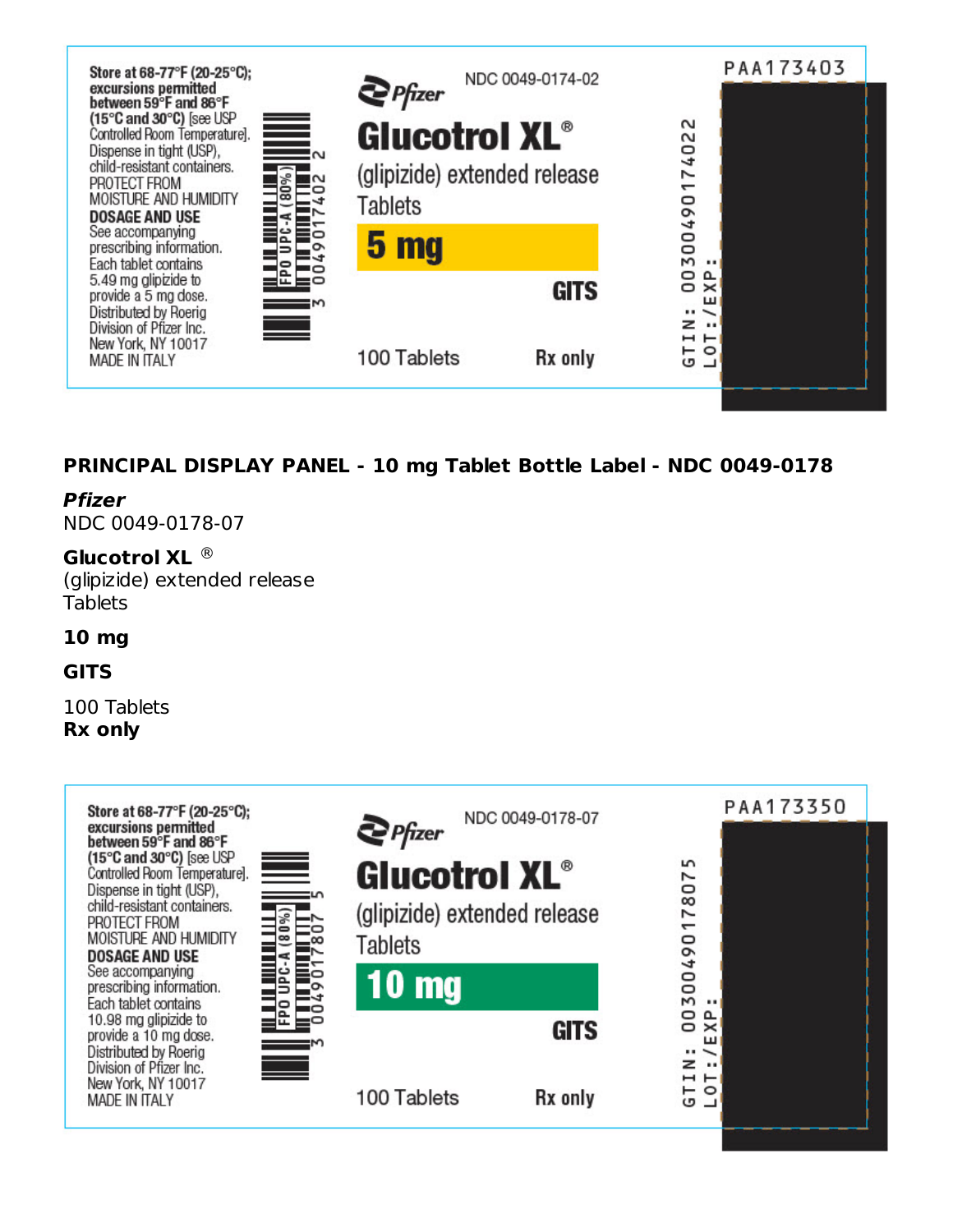Store at 68-77°F (20-25°C); excursions permitted between 59°F and 86°F (15°C and 30°C) [see USP Controlled Room Temperature]. Dispense in tight (USP), child-resistant containers. PROTECT FROM MOISTURE AND HUMIDITY

**DOSAGE AND USE**
See accompanying prescribing information. Each tablet contains 5.49 mg glipizide to provide a 5 mg dose.
Distributed by Roerig Division of Pfizer Inc.
New York, NY 10017
MADE IN ITALY

FPO UPC-A (80%)
3 0049017402 2

Pfizer
NDC 0049-0174-02

**Glucotrol XL®**
(glipizide) extended release Tablets

**5 mg**

**GITS**

100 Tablets
**Rx only**

PAA173403

GTIN: 00300490174022
LOT:/EXP:

## PRINCIPAL DISPLAY PANEL - 10 mg Tablet Bottle Label - NDC 0049-0178

***Pfizer***
NDC 0049-0178-07

**Glucotrol XL** ®
(glipizide) extended release
Tablets

**10 mg**

**GITS**

100 Tablets
**Rx only**

Store at 68-77°F (20-25°C); excursions permitted between 59°F and 86°F (15°C and 30°C) [see USP Controlled Room Temperature]. Dispense in tight (USP), child-resistant containers. PROTECT FROM MOISTURE AND HUMIDITY

**DOSAGE AND USE**
See accompanying prescribing information. Each tablet contains 10.98 mg glipizide to provide a 10 mg dose.
Distributed by Roerig Division of Pfizer Inc.
New York, NY 10017
MADE IN ITALY

FPO UPC-A (80%)
3 0049017807 5

Pfizer
NDC 0049-0178-07

**Glucotrol XL®**
(glipizide) extended release Tablets

**10 mg**

**GITS**

100 Tablets
**Rx only**

PAA173350

GTIN: 00300490178075
LOT:/EXP: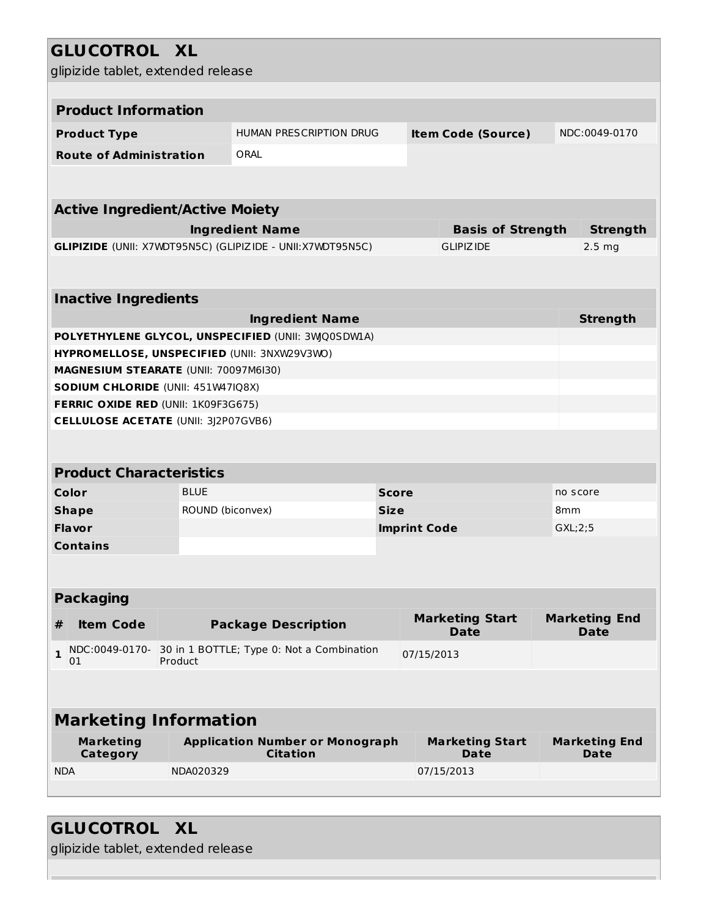# GLUCOTROL XL

glipizide tablet, extended release

## Product Information

| Product Type | HUMAN PRESCRIPTION DRUG | Item Code (Source) | NDC:0049-0170 |
|---|---|---|---|
| Route of Administration | ORAL | | |

## Active Ingredient/Active Moiety

| Ingredient Name | Basis of Strength | Strength |
|---|---|---|
| **GLIPIZIDE** (UNII: X7WDT95N5C) (GLIPIZIDE - UNII:X7WDT95N5C) | GLIPIZIDE | 2.5 mg |

## Inactive Ingredients

| Ingredient Name | Strength |
|---|---|
| **POLYETHYLENE GLYCOL, UNSPECIFIED** (UNII: 3WJQ0SDW1A) | |
| **HYPROMELLOSE, UNSPECIFIED** (UNII: 3NXW29V3WO) | |
| **MAGNESIUM STEARATE** (UNII: 70097M6I30) | |
| **SODIUM CHLORIDE** (UNII: 451W47IQ8X) | |
| **FERRIC OXIDE RED** (UNII: 1K09F3G675) | |
| **CELLULOSE ACETATE** (UNII: 3J2P07GVB6) | |

## Product Characteristics

| Color | BLUE | Score | no score |
|---|---|---|---|
| Shape | ROUND (biconvex) | Size | 8mm |
| Flavor | | Imprint Code | GXL;2;5 |
| Contains | | | |

## Packaging

| # | Item Code | Package Description | Marketing Start Date | Marketing End Date |
|---|---|---|---|---|
| 1 | NDC:0049-0170-01 | 30 in 1 BOTTLE; Type 0: Not a Combination Product | 07/15/2013 | |

## Marketing Information

| Marketing Category | Application Number or Monograph Citation | Marketing Start Date | Marketing End Date |
|---|---|---|---|
| NDA | NDA020329 | 07/15/2013 | |

# GLUCOTROL XL

glipizide tablet, extended release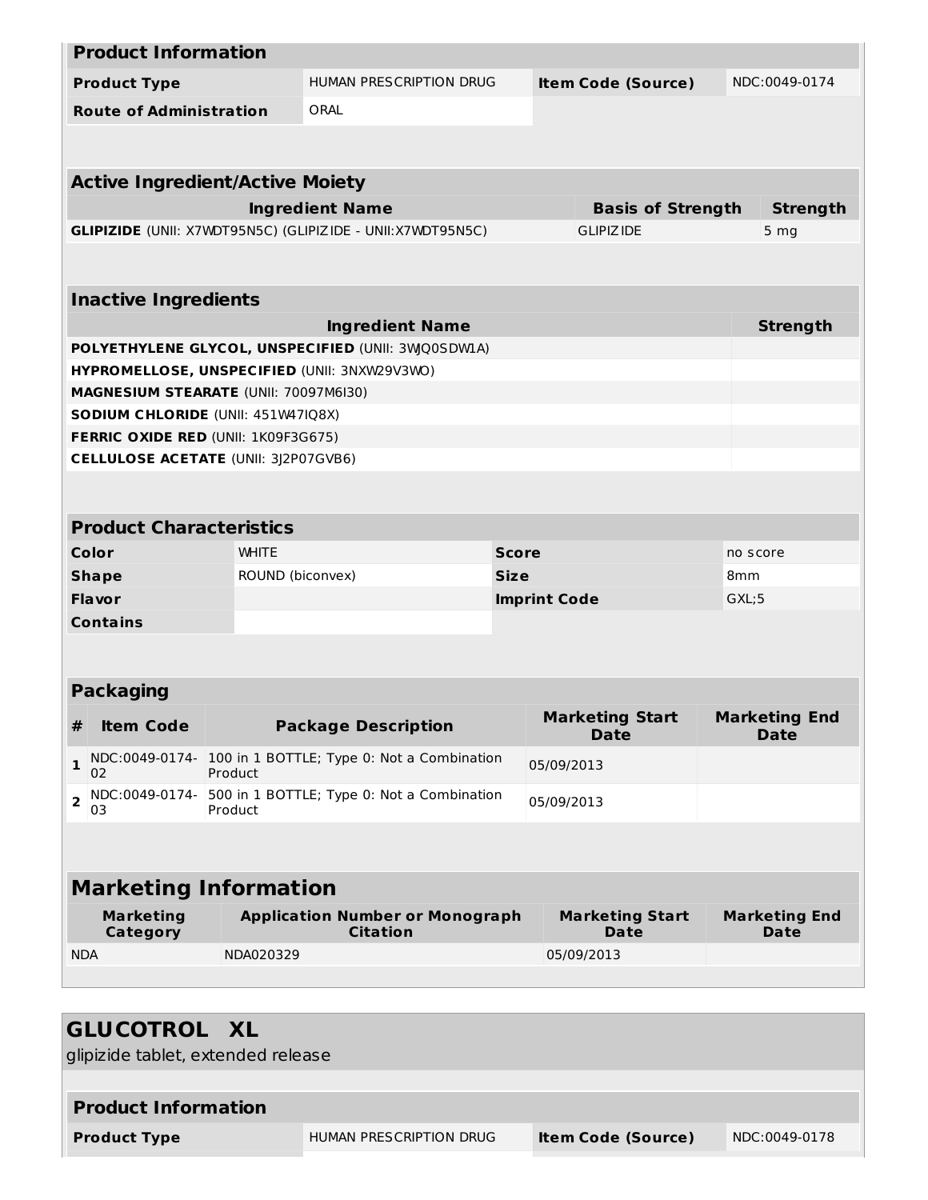| **Product Information** | | | |
|---|---|---|---|
| **Product Type** | HUMAN PRESCRIPTION DRUG | **Item Code (Source)** | NDC:0049-0174 |
| **Route of Administration** | ORAL | | |

| **Active Ingredient/Active Moiety** | | |
|---|---|---|
| **Ingredient Name** | **Basis of Strength** | **Strength** |
| **GLIPIZIDE** (UNII: X7WDT95N5C) (GLIPIZIDE - UNII:X7WDT95N5C) | GLIPIZIDE | 5 mg |

| **Inactive Ingredients** | |
|---|---|
| **Ingredient Name** | **Strength** |
| **POLYETHYLENE GLYCOL, UNSPECIFIED** (UNII: 3WJQ0SDW1A) | |
| **HYPROMELLOSE, UNSPECIFIED** (UNII: 3NXW29V3WO) | |
| **MAGNESIUM STEARATE** (UNII: 70097M6I30) | |
| **SODIUM CHLORIDE** (UNII: 451W47IQ8X) | |
| **FERRIC OXIDE RED** (UNII: 1K09F3G675) | |
| **CELLULOSE ACETATE** (UNII: 3J2P07GVB6) | |

| **Product Characteristics** | | | |
|---|---|---|---|
| **Color** | WHITE | **Score** | no score |
| **Shape** | ROUND (biconvex) | **Size** | 8mm |
| **Flavor** | | **Imprint Code** | GXL;5 |
| **Contains** | | | |

| **Packaging** | | | | |
|---|---|---|---|---|
| **#** | **Item Code** | **Package Description** | **Marketing Start Date** | **Marketing End Date** |
| **1** | NDC:0049-0174-02 | 100 in 1 BOTTLE; Type 0: Not a Combination Product | 05/09/2013 | |
| **2** | NDC:0049-0174-03 | 500 in 1 BOTTLE; Type 0: Not a Combination Product | 05/09/2013 | |

| **Marketing Information** | | | |
|---|---|---|---|
| **Marketing Category** | **Application Number or Monograph Citation** | **Marketing Start Date** | **Marketing End Date** |
| NDA | NDA020329 | 05/09/2013 | |

## GLUCOTROL XL

glipizide tablet, extended release

| **Product Information** | | | |
|---|---|---|---|
| **Product Type** | HUMAN PRESCRIPTION DRUG | **Item Code (Source)** | NDC:0049-0178 |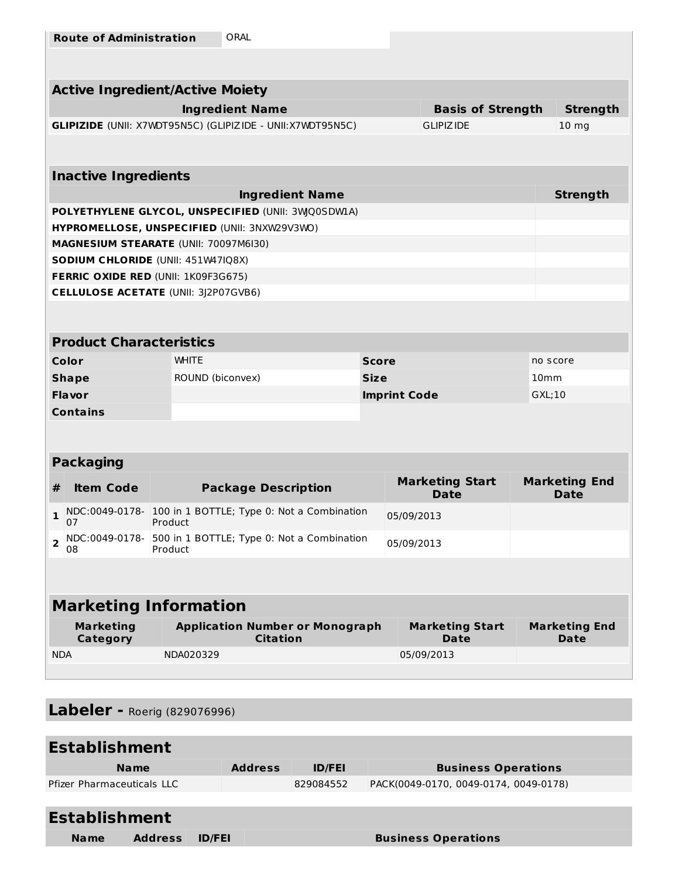| Route of Administration | ORAL |
| --- | --- |

## Active Ingredient/Active Moiety

| Ingredient Name | Basis of Strength | Strength |
| --- | --- | --- |
| **GLIPIZIDE** (UNII: X7WDT95N5C) (GLIPIZIDE - UNII:X7WDT95N5C) | GLIPIZIDE | 10 mg |

## Inactive Ingredients

| Ingredient Name | Strength |
| --- | --- |
| **POLYETHYLENE GLYCOL, UNSPECIFIED** (UNII: 3WJQ0SDW1A) | |
| **HYPROMELLOSE, UNSPECIFIED** (UNII: 3NXW29V3WO) | |
| **MAGNESIUM STEARATE** (UNII: 70097M6I30) | |
| **SODIUM CHLORIDE** (UNII: 451W47IQ8X) | |
| **FERRIC OXIDE RED** (UNII: 1K09F3G675) | |
| **CELLULOSE ACETATE** (UNII: 3J2P07GVB6) | |

## Product Characteristics

| | | | |
| --- | --- | --- | --- |
| **Color** | WHITE | **Score** | no score |
| **Shape** | ROUND (biconvex) | **Size** | 10mm |
| **Flavor** | | **Imprint Code** | GXL;10 |
| **Contains** | | | |

## Packaging

| # | Item Code | Package Description | Marketing Start Date | Marketing End Date |
| --- | --- | --- | --- | --- |
| 1 | NDC:0049-0178-07 | 100 in 1 BOTTLE; Type 0: Not a Combination Product | 05/09/2013 | |
| 2 | NDC:0049-0178-08 | 500 in 1 BOTTLE; Type 0: Not a Combination Product | 05/09/2013 | |

## Marketing Information

| Marketing Category | Application Number or Monograph Citation | Marketing Start Date | Marketing End Date |
| --- | --- | --- | --- |
| NDA | NDA020329 | 05/09/2013 | |

## Labeler - Roerig (829076996)

## Establishment

| Name | Address | ID/FEI | Business Operations |
| --- | --- | --- | --- |
| Pfizer Pharmaceuticals LLC | | 829084552 | PACK(0049-0170, 0049-0174, 0049-0178) |

## Establishment

| Name | Address | ID/FEI | Business Operations |
| --- | --- | --- | --- |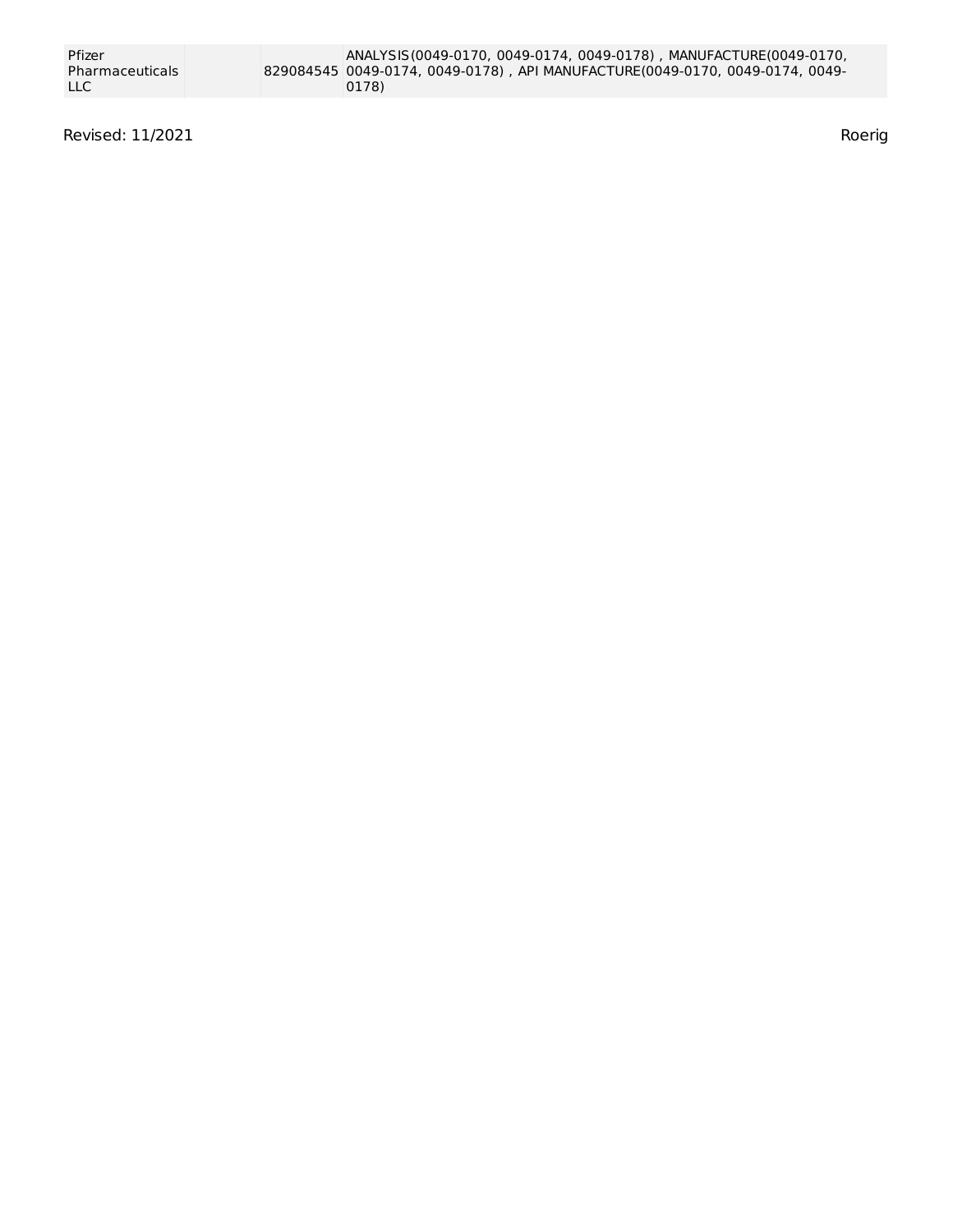| | | | |
|---|---|---|---|
| Pfizer Pharmaceuticals LLC | | 829084545 | ANALYSIS(0049-0170, 0049-0174, 0049-0178) , MANUFACTURE(0049-0170, 0049-0174, 0049-0178) , API MANUFACTURE(0049-0170, 0049-0174, 0049-0178) |

Revised: 11/2021

Roerig